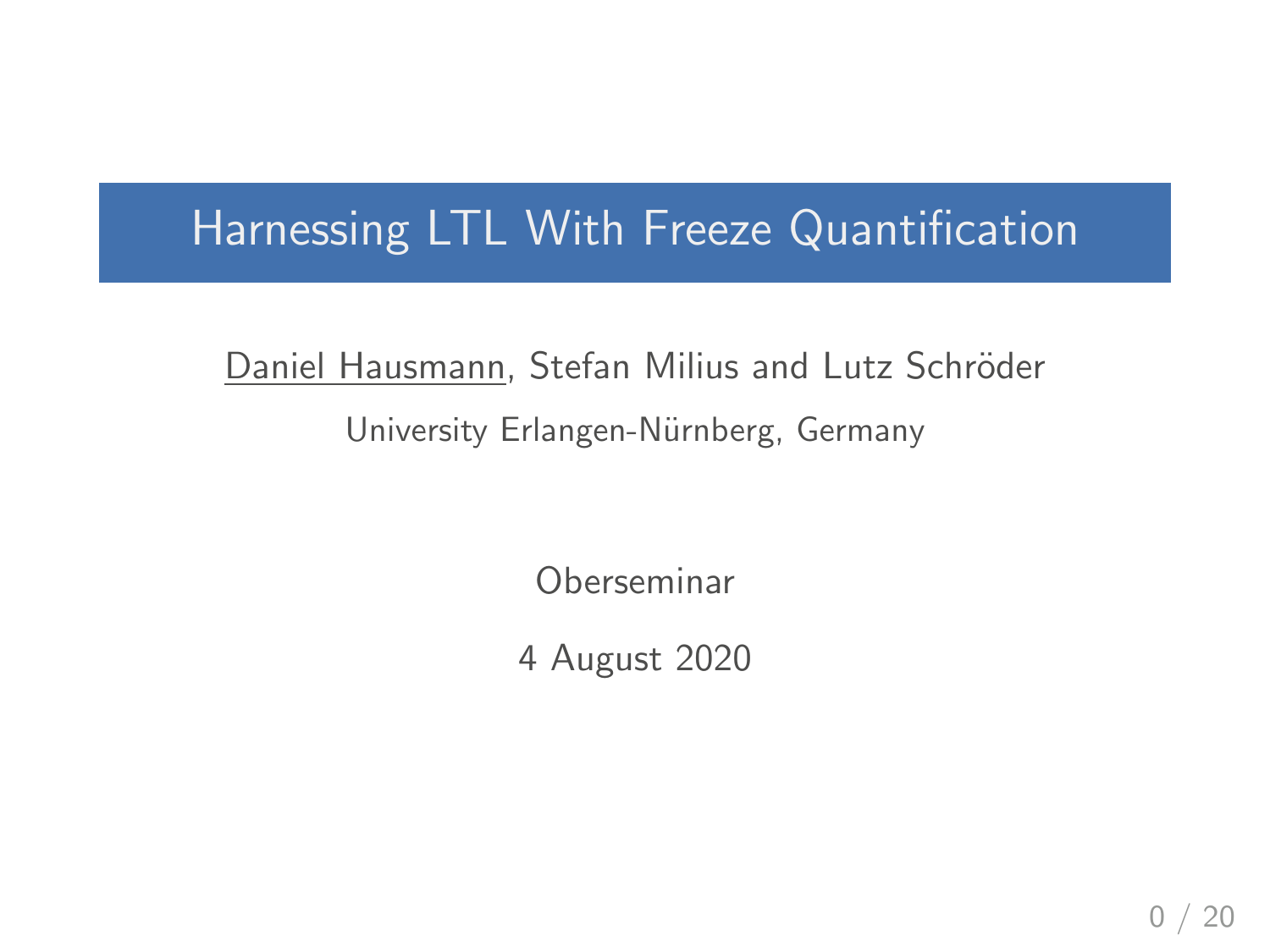# Harnessing LTL With Freeze Quantification

Daniel Hausmann, Stefan Milius and Lutz Schröder

University Erlangen-Nürnberg, Germany

Oberseminar

4 August 2020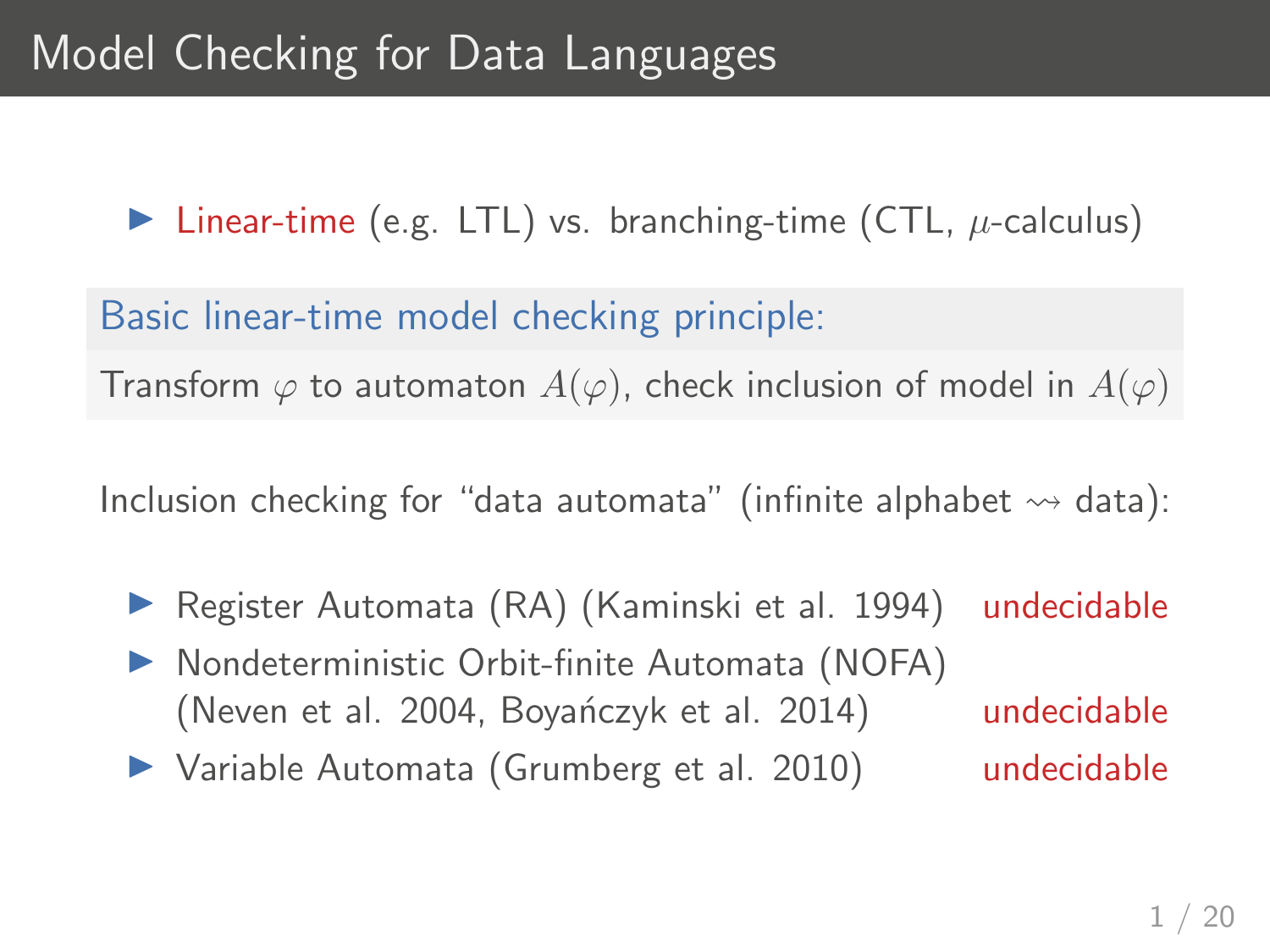# Model Checking for Data Languages

- Linear-time (e.g. LTL) vs. branching-time (CTL, $\mu$-calculus)

**Basic linear-time model checking principle:**

Transform $\varphi$ to automaton $A(\varphi)$, check inclusion of model in $A(\varphi)$

Inclusion checking for "data automata" (infinite alphabet $\rightsquigarrow$ data):

- Register Automata (RA) (Kaminski et al. 1994) — undecidable
- Nondeterministic Orbit-finite Automata (NOFA) (Neven et al. 2004, Boyańczyk et al. 2014) — undecidable
- Variable Automata (Grumberg et al. 2010) — undecidable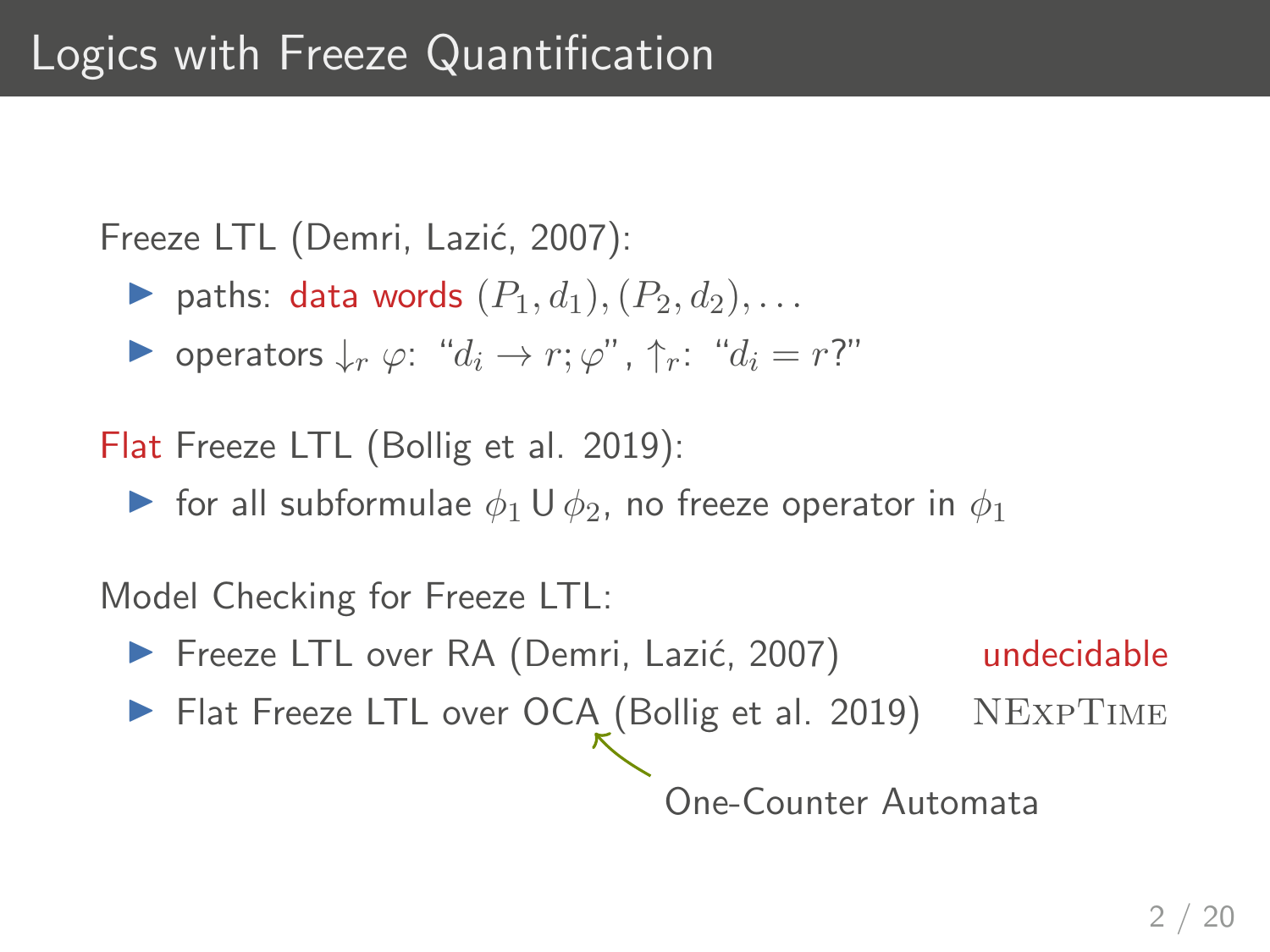# Logics with Freeze Quantification

Freeze LTL (Demri, Lazić, 2007):

- paths: data words $(P_1, d_1), (P_2, d_2), \ldots$
- operators $\downarrow_r \varphi$: "$d_i \to r; \varphi$", $\uparrow_r$: "$d_i = r$?"

Flat Freeze LTL (Bollig et al. 2019):

- for all subformulae $\phi_1 \,\mathsf{U}\, \phi_2$, no freeze operator in $\phi_1$

Model Checking for Freeze LTL:

- Freeze LTL over RA (Demri, Lazić, 2007) — undecidable
- Flat Freeze LTL over OCA (Bollig et al. 2019) — NExpTime

OCA: One-Counter Automata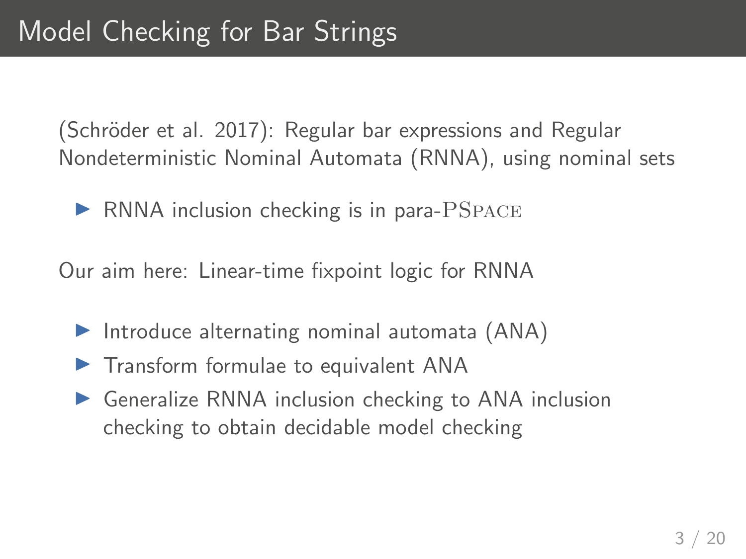# Model Checking for Bar Strings

(Schröder et al. 2017): Regular bar expressions and Regular Nondeterministic Nominal Automata (RNNA), using nominal sets

- RNNA inclusion checking is in para-PSPACE

Our aim here: Linear-time fixpoint logic for RNNA

- Introduce alternating nominal automata (ANA)
- Transform formulae to equivalent ANA
- Generalize RNNA inclusion checking to ANA inclusion checking to obtain decidable model checking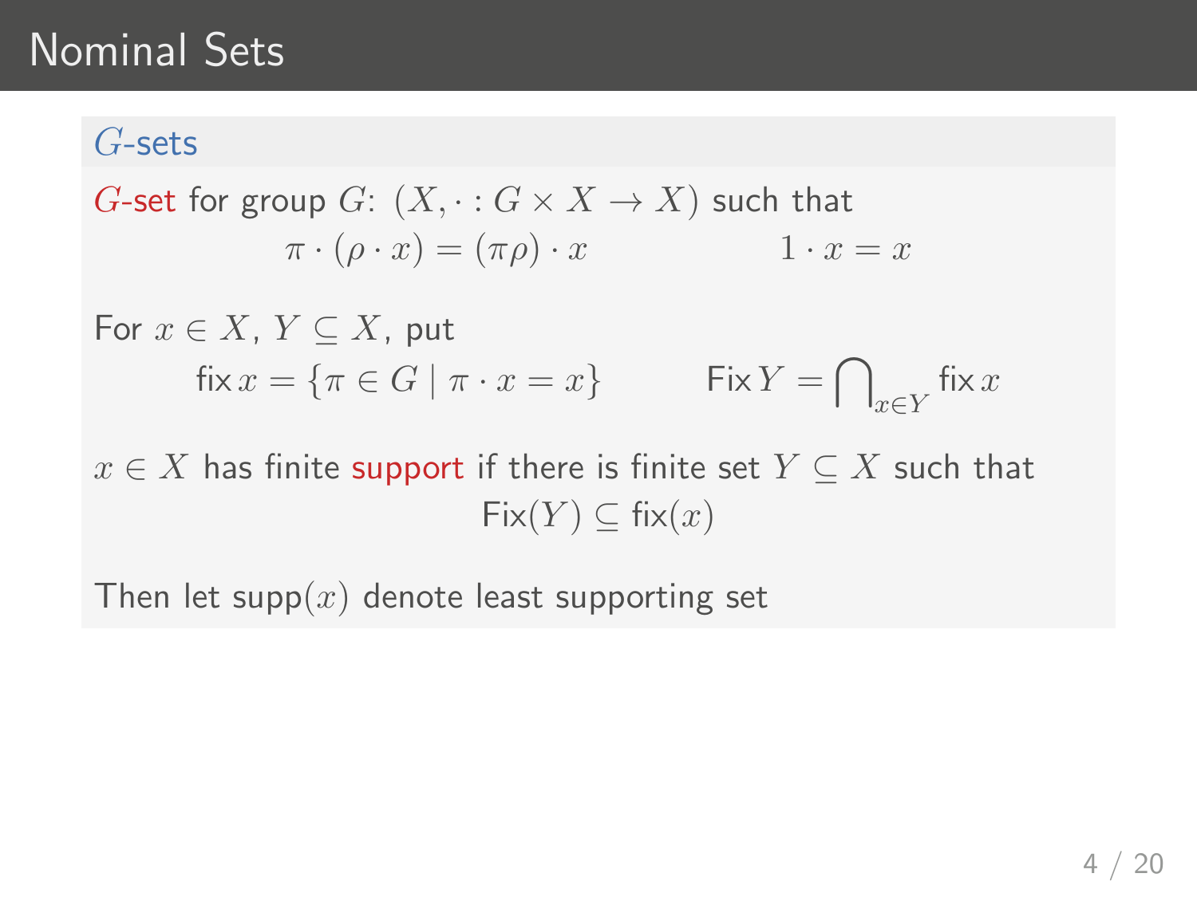# Nominal Sets

## $G$-sets

$G$-set for group $G$: $(X, \cdot : G \times X \to X)$ such that

$$\pi \cdot (\rho \cdot x) = (\pi\rho) \cdot x \qquad\qquad 1 \cdot x = x$$

For $x \in X$, $Y \subseteq X$, put

$$\mathsf{fix}\, x = \{\pi \in G \mid \pi \cdot x = x\} \qquad \mathsf{Fix}\, Y = \bigcap_{x \in Y} \mathsf{fix}\, x$$

$x \in X$ has finite support if there is finite set $Y \subseteq X$ such that

$$\mathsf{Fix}(Y) \subseteq \mathsf{fix}(x)$$

Then let $\mathsf{supp}(x)$ denote least supporting set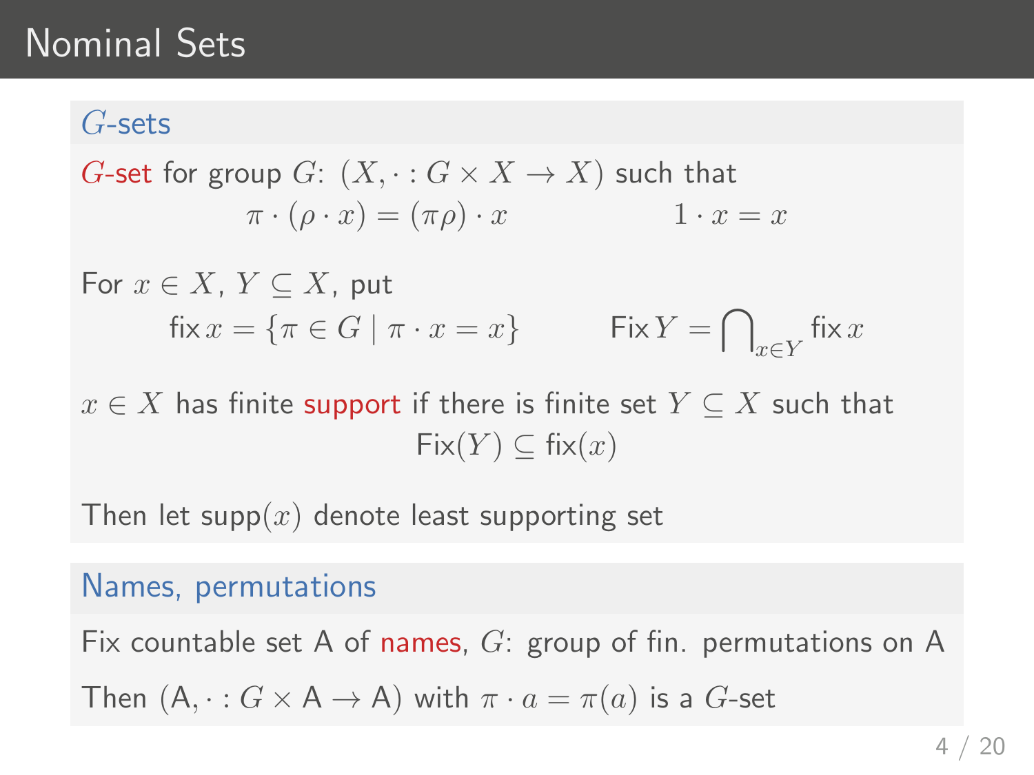# Nominal Sets

## $G$-sets

$G$-set for group $G$: $(X, \cdot : G \times X \to X)$ such that

$$\pi \cdot (\rho \cdot x) = (\pi\rho) \cdot x \qquad\qquad 1 \cdot x = x$$

For $x \in X$, $Y \subseteq X$, put

$$\mathsf{fix}\, x = \{\pi \in G \mid \pi \cdot x = x\} \qquad\qquad \mathsf{Fix}\, Y = \bigcap_{x \in Y} \mathsf{fix}\, x$$

$x \in X$ has finite support if there is finite set $Y \subseteq X$ such that

$$\mathsf{Fix}(Y) \subseteq \mathsf{fix}(x)$$

Then let $\mathsf{supp}(x)$ denote least supporting set

## Names, permutations

Fix countable set $\mathsf{A}$ of names, $G$: group of fin. permutations on $\mathsf{A}$

Then $(\mathsf{A}, \cdot : G \times \mathsf{A} \to \mathsf{A})$ with $\pi \cdot a = \pi(a)$ is a $G$-set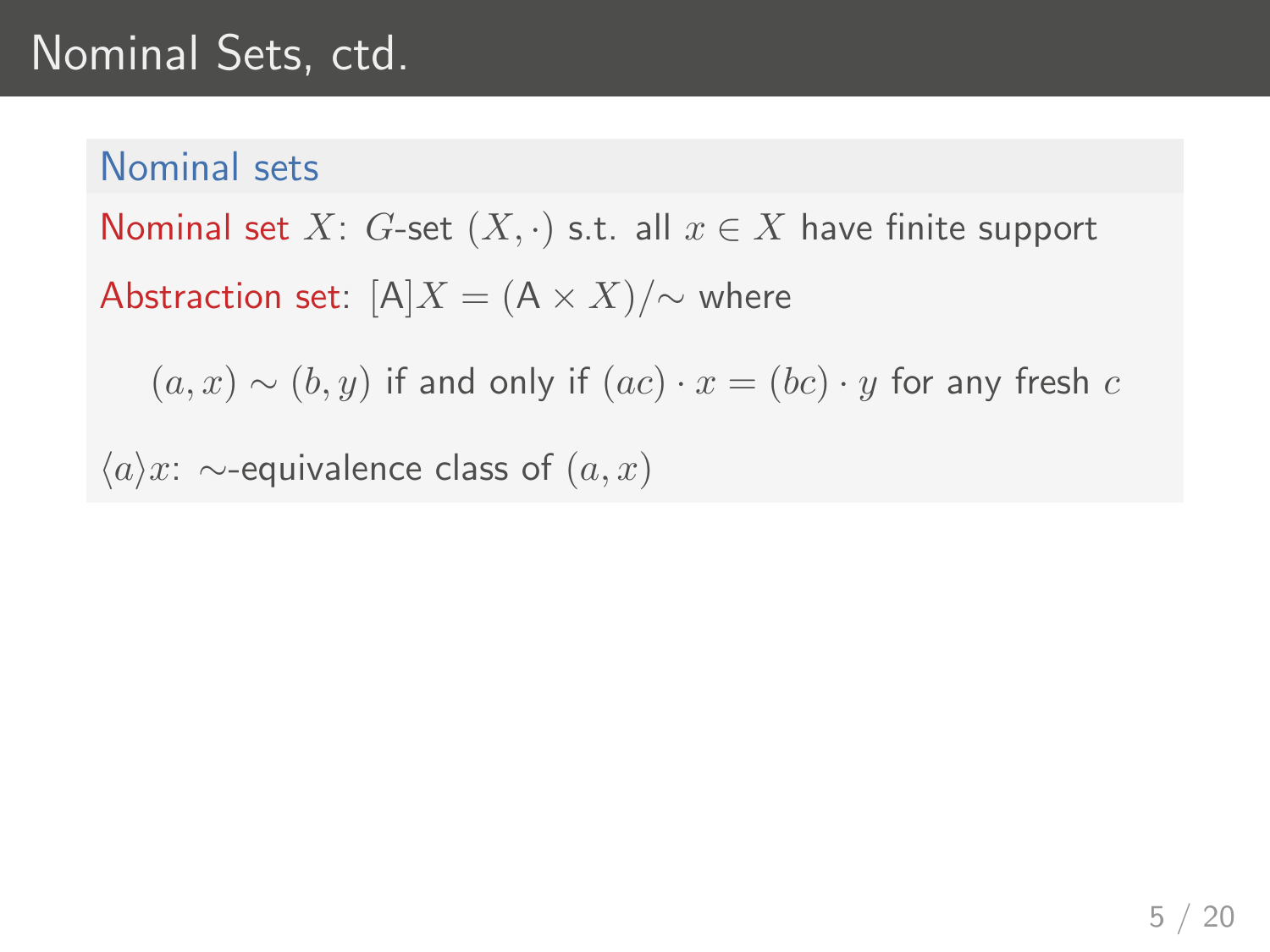# Nominal Sets, ctd.

## Nominal sets

**Nominal set** $X$: $G$-set $(X, \cdot)$ s.t. all $x \in X$ have finite support

**Abstraction set**: $[\mathsf{A}]X = (\mathsf{A} \times X)/{\sim}$ where

$$(a, x) \sim (b, y) \text{ if and only if } (ac) \cdot x = (bc) \cdot y \text{ for any fresh } c$$

$\langle a \rangle x$: $\sim$-equivalence class of $(a, x)$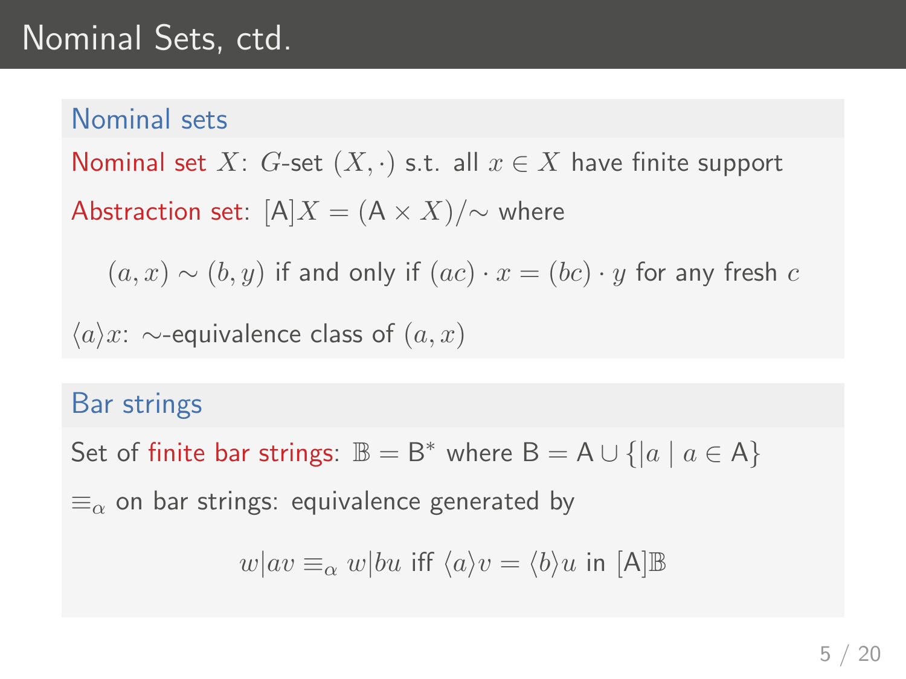# Nominal Sets, ctd.

## Nominal sets

Nominal set $X$: $G$-set $(X, \cdot)$ s.t. all $x \in X$ have finite support

Abstraction set: $[\mathsf{A}]X = (\mathsf{A} \times X)/{\sim}$ where

$$(a, x) \sim (b, y) \text{ if and only if } (ac) \cdot x = (bc) \cdot y \text{ for any fresh } c$$

$\langle a \rangle x$: $\sim$-equivalence class of $(a, x)$

## Bar strings

Set of finite bar strings: $\mathbb{B} = \mathsf{B}^*$ where $\mathsf{B} = \mathsf{A} \cup \{|a \mid a \in \mathsf{A}\}$

$\equiv_\alpha$ on bar strings: equivalence generated by

$$w|av \equiv_\alpha w|bu \text{ iff } \langle a \rangle v = \langle b \rangle u \text{ in } [\mathsf{A}]\mathbb{B}$$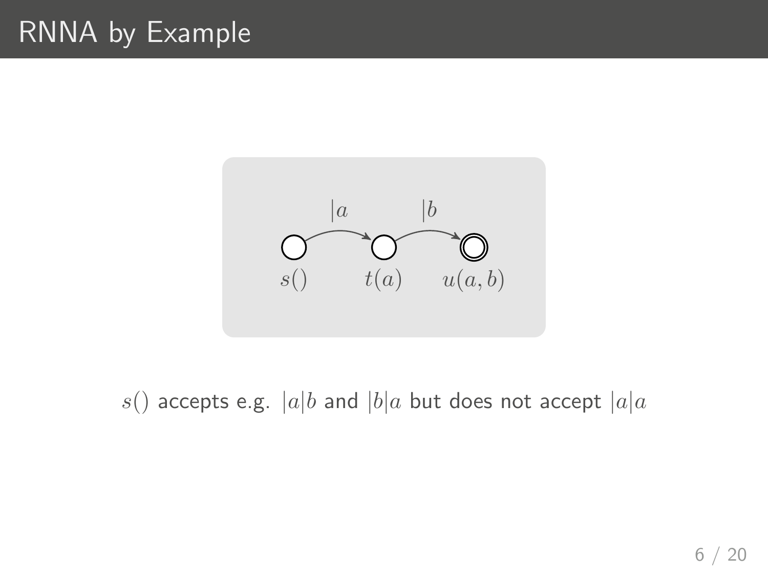# RNNA by Example

$|a$ $|b$

$s()$ $t(a)$ $u(a, b)$

$s()$ accepts e.g. $|a|b$ and $|b|a$ but does not accept $|a|a$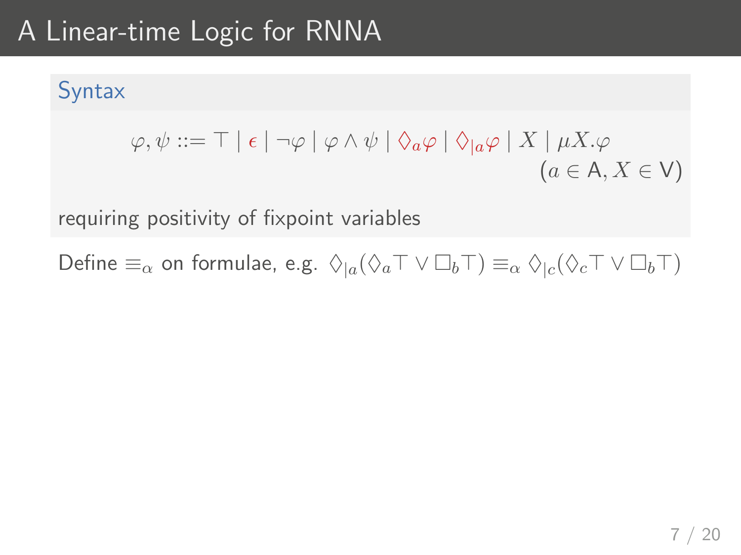# A Linear-time Logic for RNNA

## Syntax

$$\varphi, \psi ::= \top \mid \epsilon \mid \neg\varphi \mid \varphi \wedge \psi \mid \Diamond_a \varphi \mid \Diamond_{|a} \varphi \mid X \mid \mu X.\varphi$$

$$(a \in \mathsf{A}, X \in \mathsf{V})$$

requiring positivity of fixpoint variables

Define $\equiv_\alpha$ on formulae, e.g. $\Diamond_{|a}(\Diamond_a \top \vee \Box_b \top) \equiv_\alpha \Diamond_{|c}(\Diamond_c \top \vee \Box_b \top)$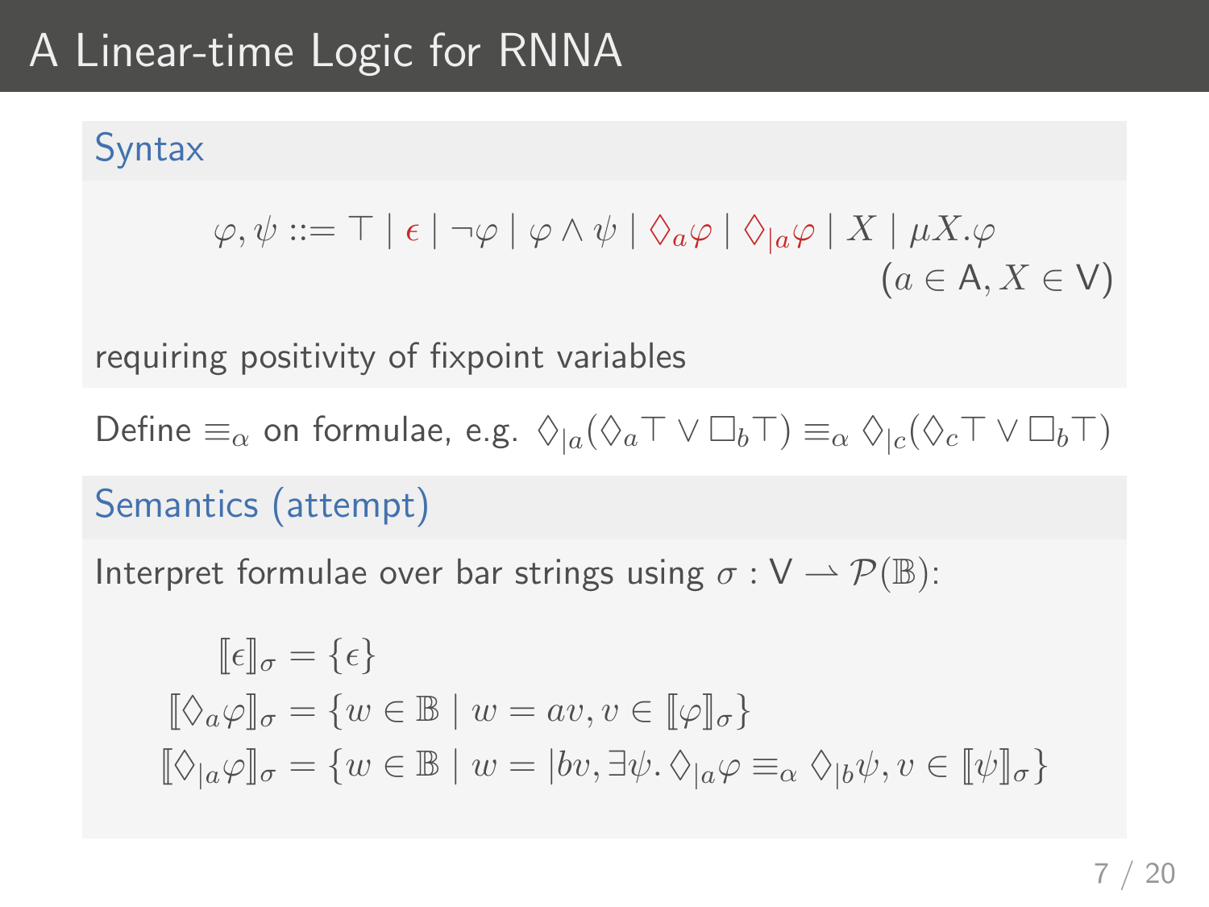# A Linear-time Logic for RNNA

## Syntax

$$\varphi, \psi ::= \top \mid \epsilon \mid \neg\varphi \mid \varphi \wedge \psi \mid \Diamond_a \varphi \mid \Diamond_{|a} \varphi \mid X \mid \mu X.\varphi$$

$$(a \in \mathsf{A}, X \in \mathsf{V})$$

requiring positivity of fixpoint variables

Define $\equiv_\alpha$ on formulae, e.g. $\Diamond_{|a}(\Diamond_a \top \vee \Box_b \top) \equiv_\alpha \Diamond_{|c}(\Diamond_c \top \vee \Box_b \top)$

## Semantics (attempt)

Interpret formulae over bar strings using $\sigma : \mathsf{V} \rightharpoonup \mathcal{P}(\mathbb{B})$:

$$\llbracket \epsilon \rrbracket_\sigma = \{\epsilon\}$$

$$\llbracket \Diamond_a \varphi \rrbracket_\sigma = \{w \in \mathbb{B} \mid w = av, v \in \llbracket \varphi \rrbracket_\sigma\}$$

$$\llbracket \Diamond_{|a} \varphi \rrbracket_\sigma = \{w \in \mathbb{B} \mid w = |bv, \exists \psi.\, \Diamond_{|a}\varphi \equiv_\alpha \Diamond_{|b}\psi, v \in \llbracket \psi \rrbracket_\sigma\}$$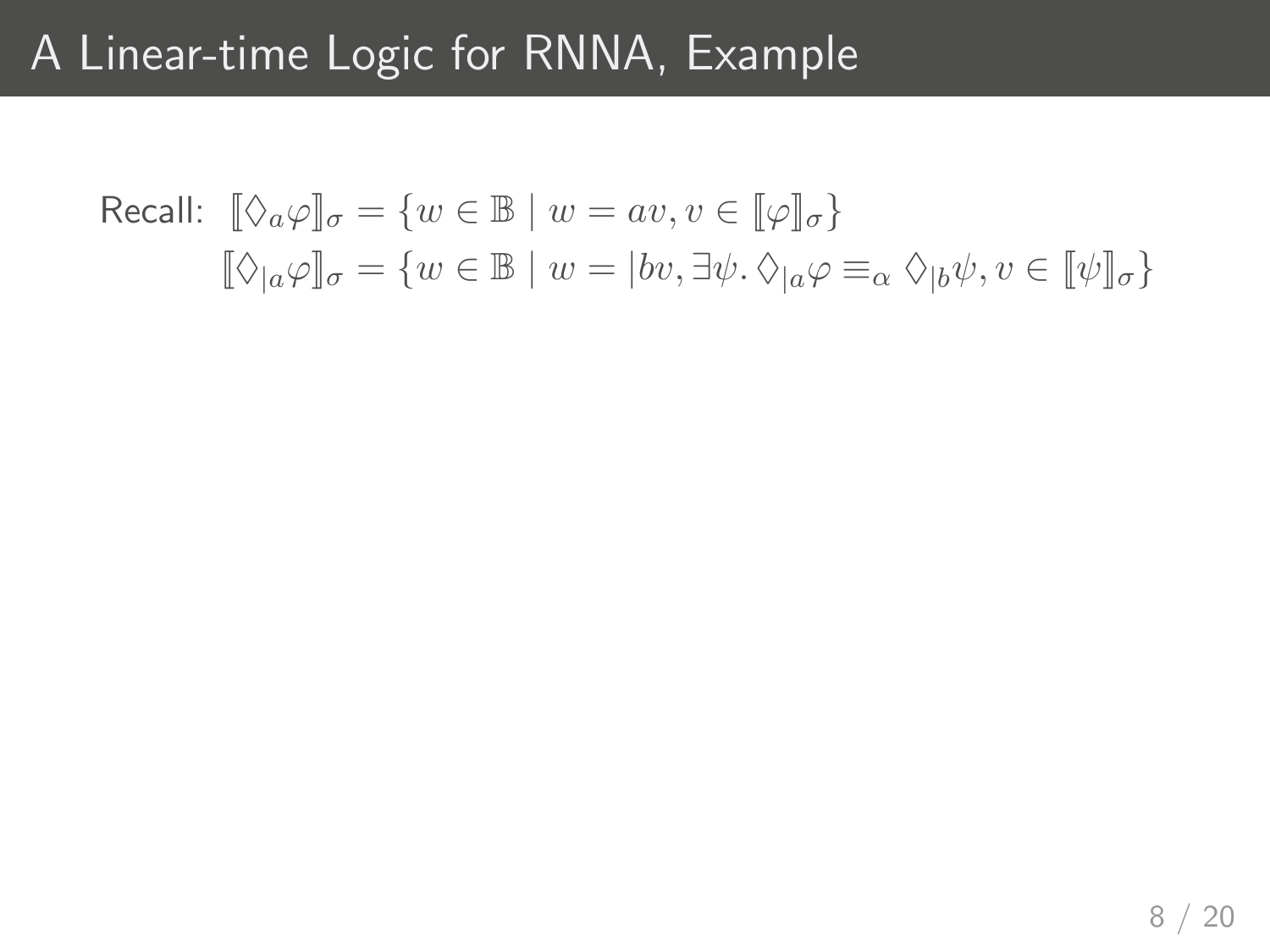# A Linear-time Logic for RNNA, Example

Recall: $\llbracket \Diamond_a \varphi \rrbracket_\sigma = \{ w \in \mathbb{B} \mid w = av, v \in \llbracket \varphi \rrbracket_\sigma \}$

$\llbracket \Diamond_{|a} \varphi \rrbracket_\sigma = \{ w \in \mathbb{B} \mid w = |bv, \exists \psi.\, \Diamond_{|a} \varphi \equiv_\alpha \Diamond_{|b} \psi, v \in \llbracket \psi \rrbracket_\sigma \}$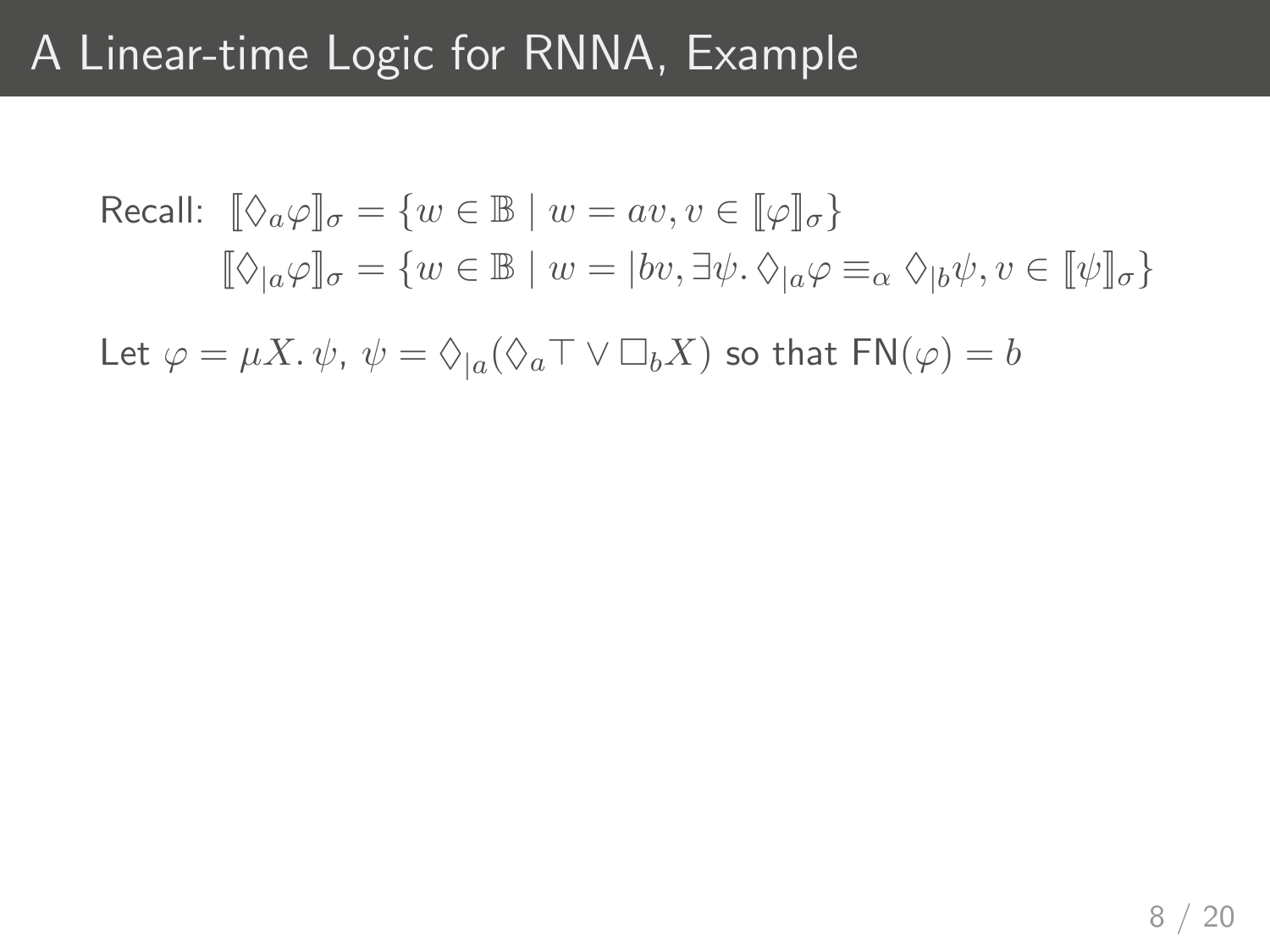# A Linear-time Logic for RNNA, Example

Recall: $[\![\Diamond_a \varphi]\!]_\sigma = \{w \in \mathbb{B} \mid w = av, v \in [\![\varphi]\!]_\sigma\}$

$$[\![\Diamond_{|a} \varphi]\!]_\sigma = \{w \in \mathbb{B} \mid w = |bv, \exists \psi.\, \Diamond_{|a}\varphi \equiv_\alpha \Diamond_{|b}\psi, v \in [\![\psi]\!]_\sigma\}$$

Let $\varphi = \mu X.\, \psi$, $\psi = \Diamond_{|a}(\Diamond_a \top \vee \Box_b X)$ so that $\mathsf{FN}(\varphi) = b$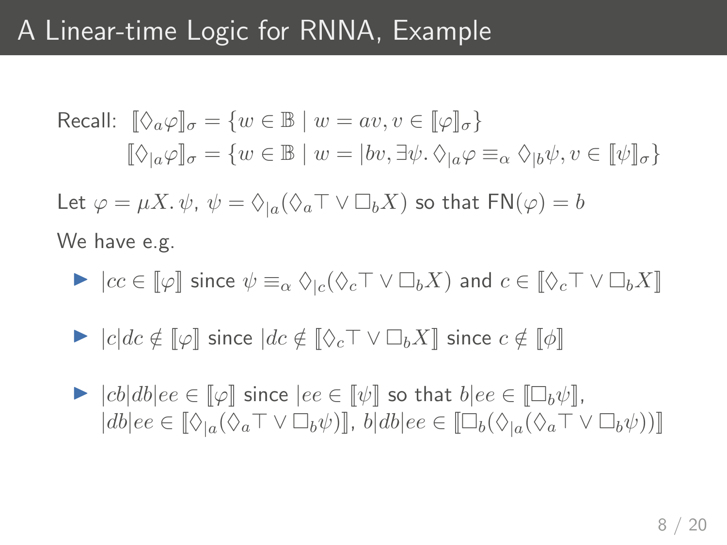# A Linear-time Logic for RNNA, Example

Recall: $[\![\Diamond_a \varphi]\!]_\sigma = \{w \in \mathbb{B} \mid w = av, v \in [\![\varphi]\!]_\sigma\}$

$[\![\Diamond_{|a} \varphi]\!]_\sigma = \{w \in \mathbb{B} \mid w = |bv, \exists \psi.\, \Diamond_{|a}\varphi \equiv_\alpha \Diamond_{|b}\psi, v \in [\![\psi]\!]_\sigma\}$

Let $\varphi = \mu X.\, \psi$, $\psi = \Diamond_{|a}(\Diamond_a \top \vee \Box_b X)$ so that $\mathsf{FN}(\varphi) = b$

We have e.g.

- $|cc \in [\![\varphi]\!]$ since $\psi \equiv_\alpha \Diamond_{|c}(\Diamond_c \top \vee \Box_b X)$ and $c \in [\![\Diamond_c \top \vee \Box_b X]\!]$
- $|c|dc \notin [\![\varphi]\!]$ since $|dc \notin [\![\Diamond_c \top \vee \Box_b X]\!]$ since $c \notin [\![\phi]\!]$
- $|cb|db|ee \in [\![\varphi]\!]$ since $|ee \in [\![\psi]\!]$ so that $b|ee \in [\![\Box_b \psi]\!]$, $|db|ee \in [\![\Diamond_{|a}(\Diamond_a \top \vee \Box_b \psi)]\!]$, $b|db|ee \in [\![\Box_b(\Diamond_{|a}(\Diamond_a \top \vee \Box_b \psi))]\!]$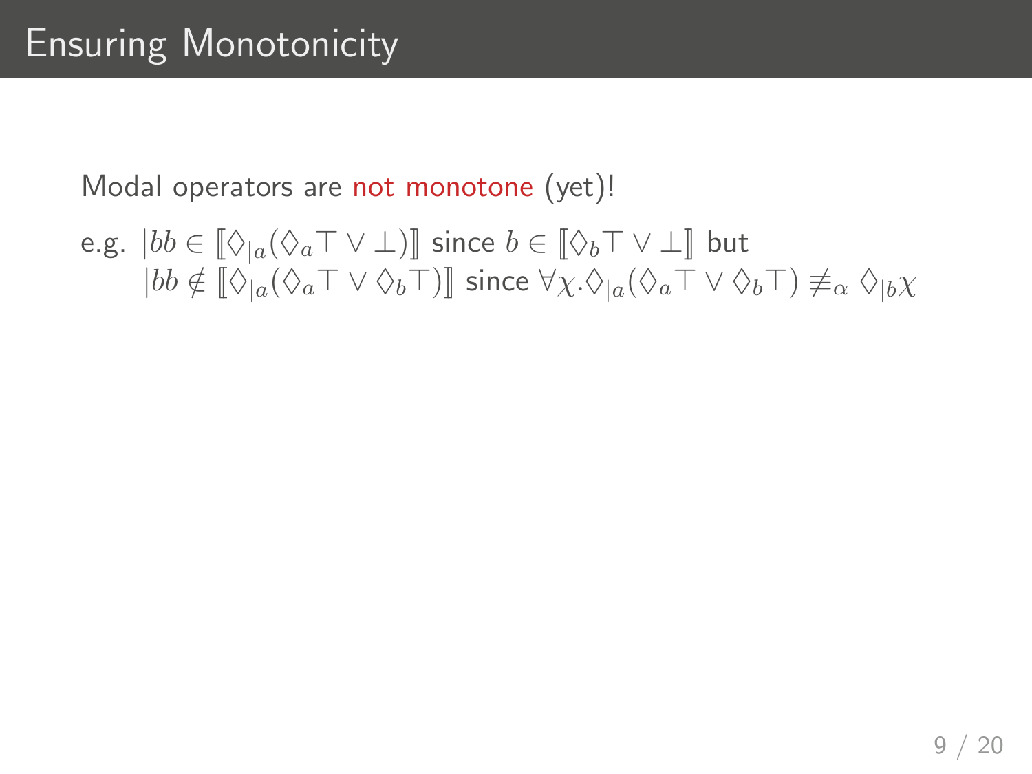# Ensuring Monotonicity

Modal operators are not monotone (yet)!

e.g. $|bb \in [\![\Diamond_{|a}(\Diamond_a \top \vee \bot)]\!]$ since $b \in [\![\Diamond_b \top \vee \bot]\!]$ but
$|bb \notin [\![\Diamond_{|a}(\Diamond_a \top \vee \Diamond_b \top)]\!]$ since $\forall \chi. \Diamond_{|a}(\Diamond_a \top \vee \Diamond_b \top) \not\equiv_\alpha \Diamond_{|b} \chi$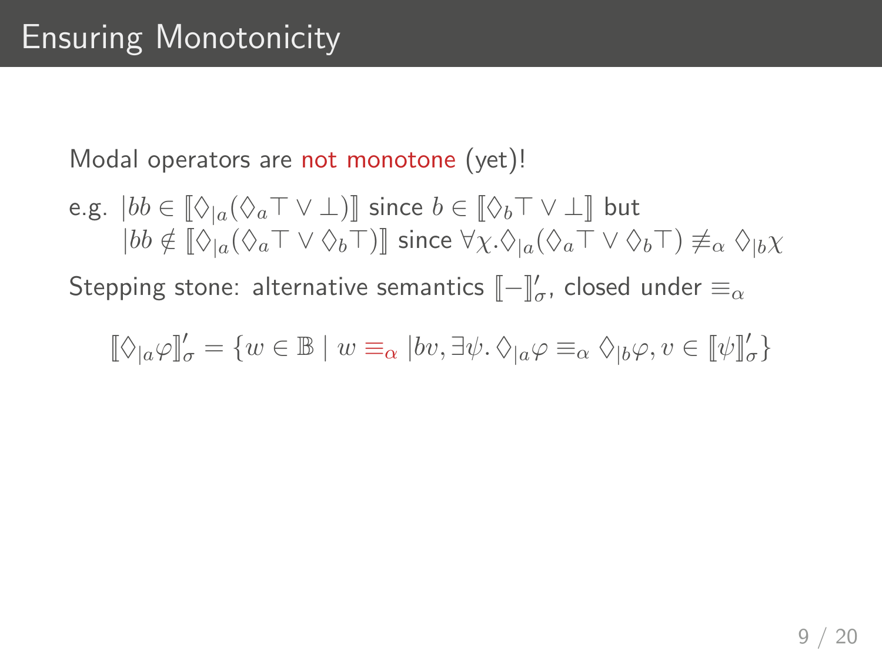# Ensuring Monotonicity

Modal operators are not monotone (yet)!

e.g. $|bb \in [\![\Diamond_{|a}(\Diamond_a \top \vee \bot)]\!]$ since $b \in [\![\Diamond_b \top \vee \bot]\!]$ but
$|bb \notin [\![\Diamond_{|a}(\Diamond_a \top \vee \Diamond_b \top)]\!]$ since $\forall \chi. \Diamond_{|a}(\Diamond_a \top \vee \Diamond_b \top) \not\equiv_\alpha \Diamond_{|b}\chi$

Stepping stone: alternative semantics $[\![-]\!]'_\sigma$, closed under $\equiv_\alpha$

$$[\![\Diamond_{|a}\varphi]\!]'_\sigma = \{w \in \mathbb{B} \mid w \equiv_\alpha |bv, \exists \psi. \Diamond_{|a}\varphi \equiv_\alpha \Diamond_{|b}\varphi, v \in [\![\psi]\!]'_\sigma\}$$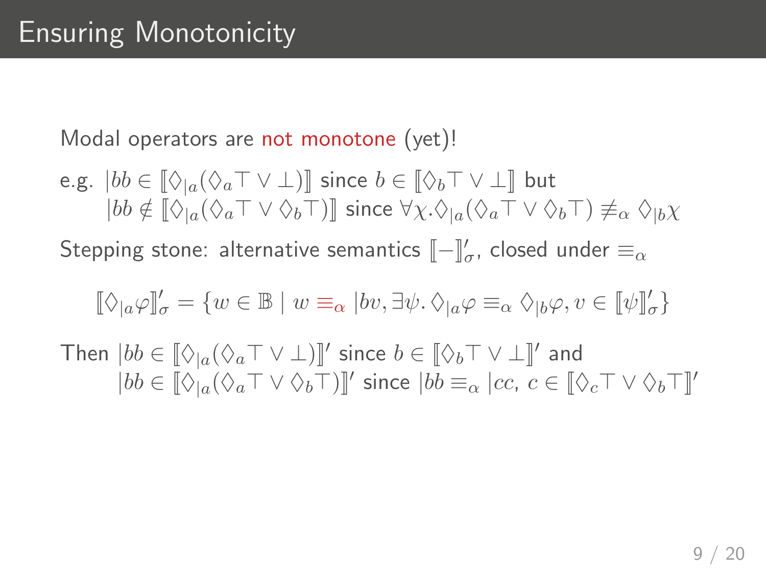# Ensuring Monotonicity

Modal operators are not monotone (yet)!

e.g. $|bb \in [\![\Diamond_{|a}(\Diamond_a \top \vee \bot)]\!]$ since $b \in [\![\Diamond_b \top \vee \bot]\!]$ but
$|bb \notin [\![\Diamond_{|a}(\Diamond_a \top \vee \Diamond_b \top)]\!]$ since $\forall \chi. \Diamond_{|a}(\Diamond_a \top \vee \Diamond_b \top) \not\equiv_\alpha \Diamond_{|b}\chi$

Stepping stone: alternative semantics $[\![-]\!]'_\sigma$, closed under $\equiv_\alpha$

$$[\![\Diamond_{|a}\varphi]\!]'_\sigma = \{w \in \mathbb{B} \mid w \equiv_\alpha |bv, \exists \psi. \, \Diamond_{|a}\varphi \equiv_\alpha \Diamond_{|b}\varphi, v \in [\![\psi]\!]'_\sigma\}$$

Then $|bb \in [\![\Diamond_{|a}(\Diamond_a \top \vee \bot)]\!]'$ since $b \in [\![\Diamond_b \top \vee \bot]\!]'$ and
$|bb \in [\![\Diamond_{|a}(\Diamond_a \top \vee \Diamond_b \top)]\!]'$ since $|bb \equiv_\alpha |cc$, $c \in [\![\Diamond_c \top \vee \Diamond_b \top]\!]'$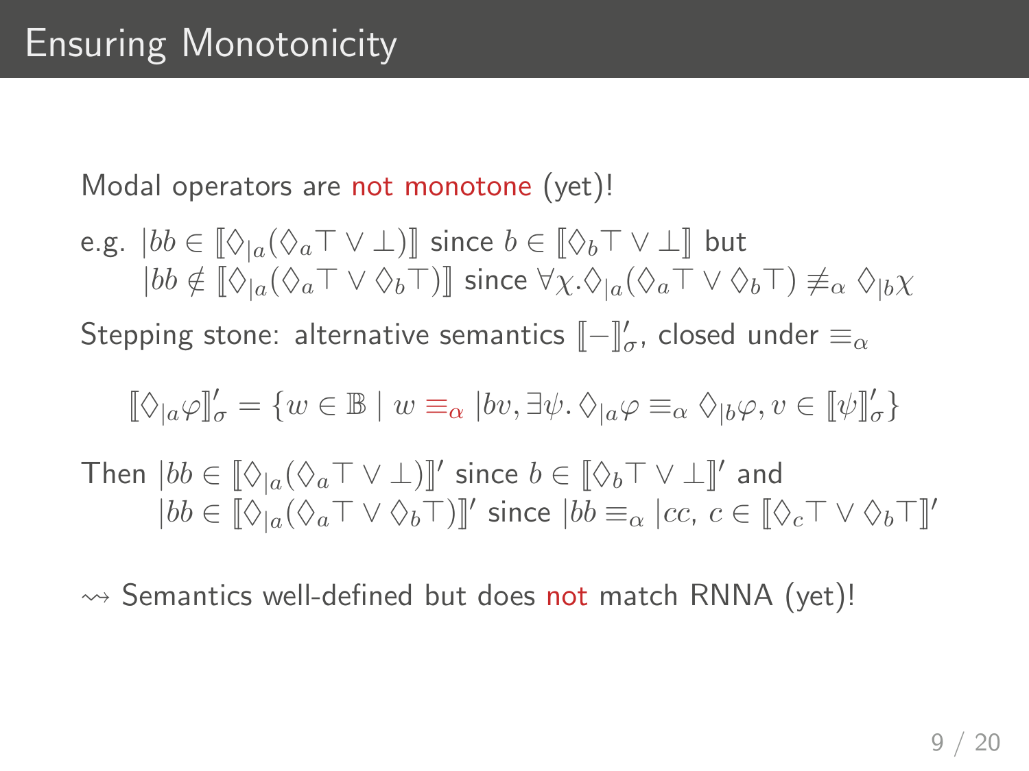# Ensuring Monotonicity

Modal operators are not monotone (yet)!

e.g. $|bb \in [\![\Diamond_{|a}(\Diamond_a\top \vee \bot)]\!]$ since $b \in [\![\Diamond_b\top \vee \bot]\!]$ but
$|bb \notin [\![\Diamond_{|a}(\Diamond_a\top \vee \Diamond_b\top)]\!]$ since $\forall\chi.\Diamond_{|a}(\Diamond_a\top \vee \Diamond_b\top) \not\equiv_\alpha \Diamond_{|b}\chi$

Stepping stone: alternative semantics $[\![-]\!]'_\sigma$, closed under $\equiv_\alpha$

$$[\![\Diamond_{|a}\varphi]\!]'_\sigma = \{w \in \mathbb{B} \mid w \equiv_\alpha |bv, \exists\psi.\, \Diamond_{|a}\varphi \equiv_\alpha \Diamond_{|b}\varphi, v \in [\![\psi]\!]'_\sigma\}$$

Then $|bb \in [\![\Diamond_{|a}(\Diamond_a\top \vee \bot)]\!]'$ since $b \in [\![\Diamond_b\top \vee \bot]\!]'$ and
$|bb \in [\![\Diamond_{|a}(\Diamond_a\top \vee \Diamond_b\top)]\!]'$ since $|bb \equiv_\alpha |cc$, $c \in [\![\Diamond_c\top \vee \Diamond_b\top]\!]'$

$\rightsquigarrow$ Semantics well-defined but does not match RNNA (yet)!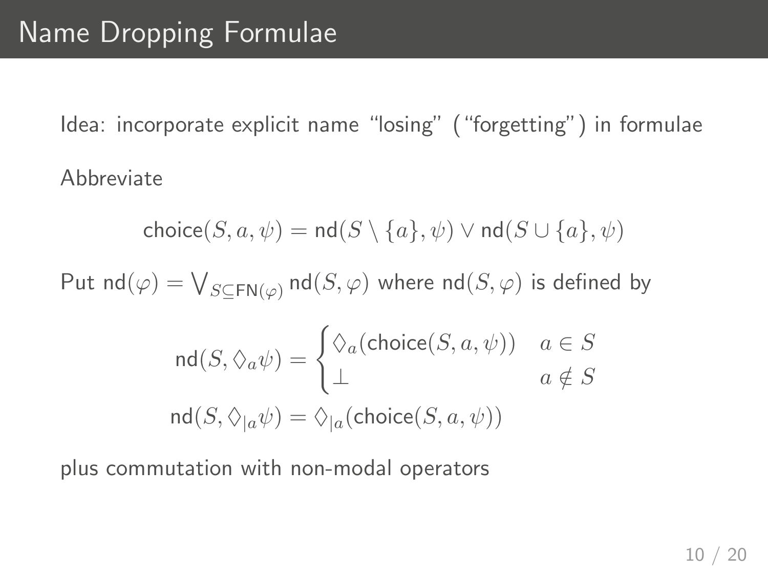# Name Dropping Formulae

Idea: incorporate explicit name "losing" ("forgetting") in formulae

Abbreviate

$$\mathsf{choice}(S, a, \psi) = \mathsf{nd}(S \setminus \{a\}, \psi) \vee \mathsf{nd}(S \cup \{a\}, \psi)$$

Put $\mathsf{nd}(\varphi) = \bigvee_{S \subseteq \mathsf{FN}(\varphi)} \mathsf{nd}(S, \varphi)$ where $\mathsf{nd}(S, \varphi)$ is defined by

$$\mathsf{nd}(S, \Diamond_a \psi) = \begin{cases} \Diamond_a(\mathsf{choice}(S, a, \psi)) & a \in S \\ \bot & a \notin S \end{cases}$$

$$\mathsf{nd}(S, \Diamond_{|a} \psi) = \Diamond_{|a}(\mathsf{choice}(S, a, \psi))$$

plus commutation with non-modal operators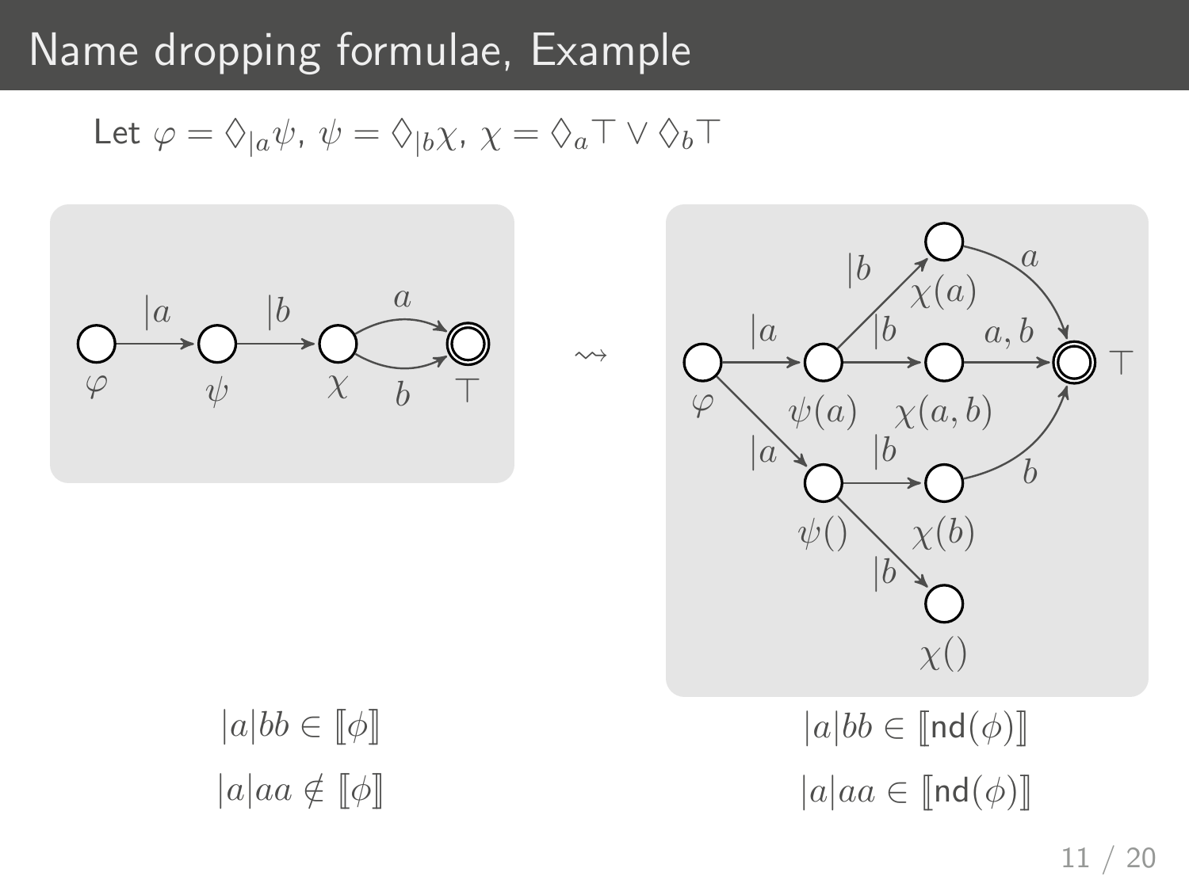# Name dropping formulae, Example

Let $\varphi = \Diamond_{|a}\psi$, $\psi = \Diamond_{|b}\chi$, $\chi = \Diamond_a\top \vee \Diamond_b\top$

$$|a|bb \in [\![\phi]\!]$$

$$|a|aa \notin [\![\phi]\!]$$

$$|a|bb \in [\![\mathsf{nd}(\phi)]\!]$$

$$|a|aa \in [\![\mathsf{nd}(\phi)]\!]$$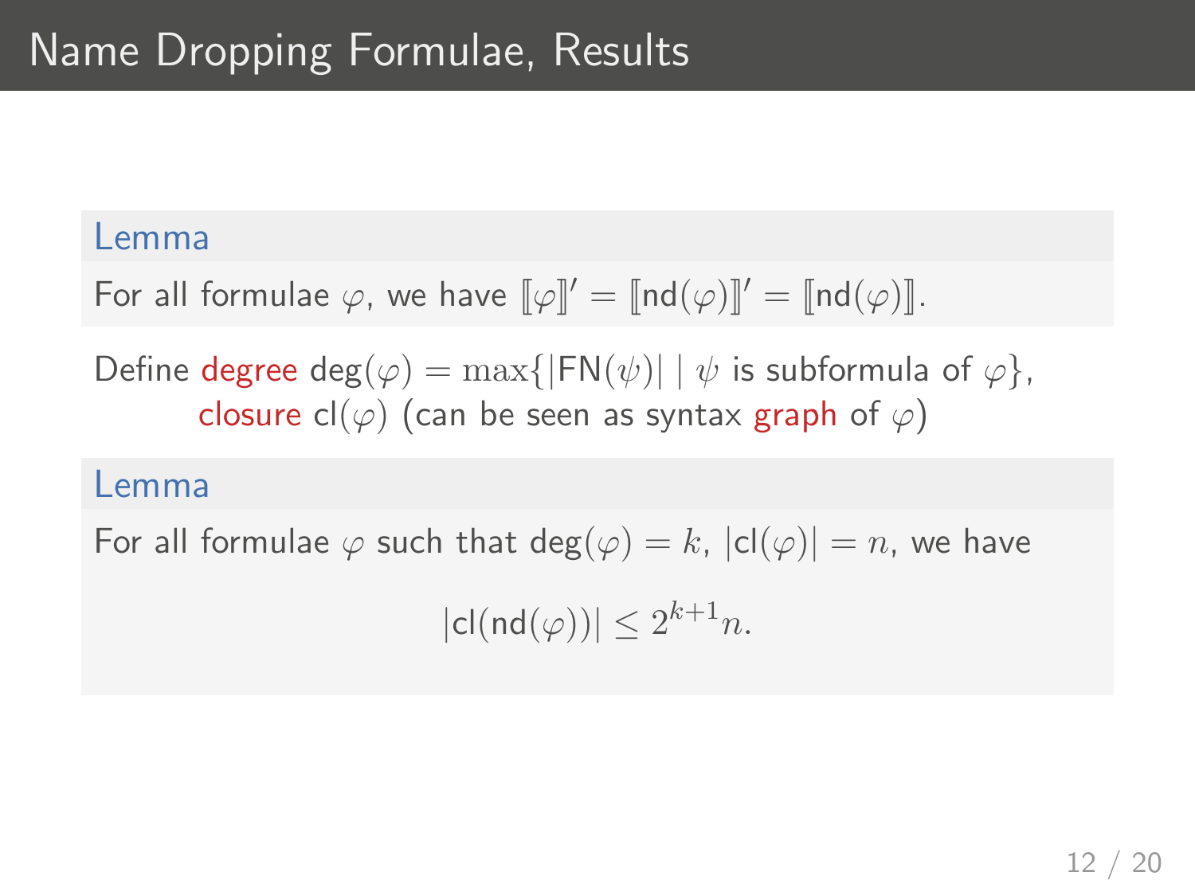# Name Dropping Formulae, Results

**Lemma**

For all formulae $\varphi$, we have $[\![\varphi]\!]' = [\![\mathsf{nd}(\varphi)]\!]' = [\![\mathsf{nd}(\varphi)]\!]$.

Define degree $\mathsf{deg}(\varphi) = \max\{|\mathsf{FN}(\psi)| \mid \psi \text{ is subformula of } \varphi\}$,
closure $\mathsf{cl}(\varphi)$ (can be seen as syntax graph of $\varphi$)

**Lemma**

For all formulae $\varphi$ such that $\mathsf{deg}(\varphi) = k$, $|\mathsf{cl}(\varphi)| = n$, we have

$$|\mathsf{cl}(\mathsf{nd}(\varphi))| \leq 2^{k+1} n.$$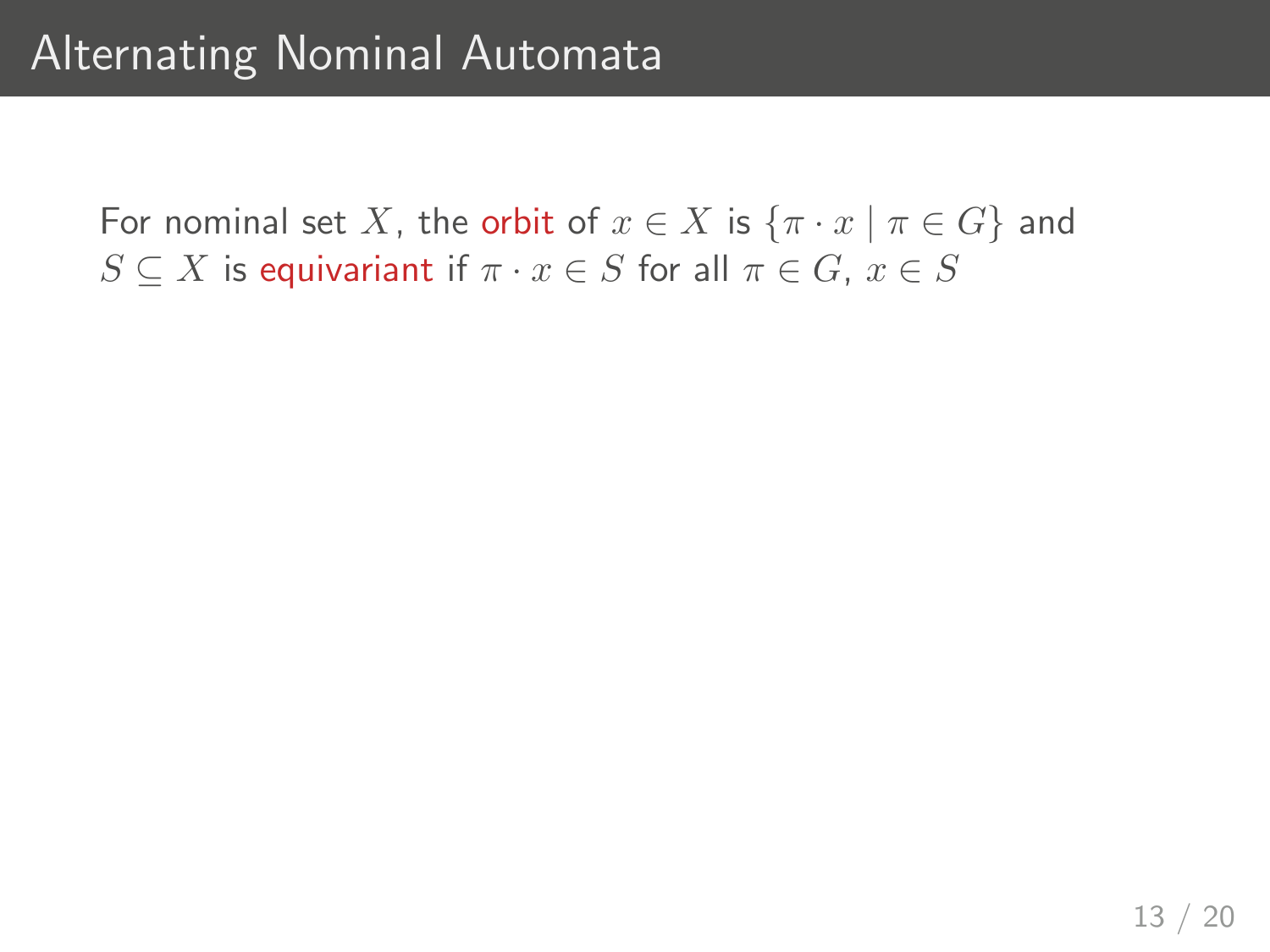# Alternating Nominal Automata

For nominal set $X$, the orbit of $x \in X$ is $\{\pi \cdot x \mid \pi \in G\}$ and $S \subseteq X$ is equivariant if $\pi \cdot x \in S$ for all $\pi \in G$, $x \in S$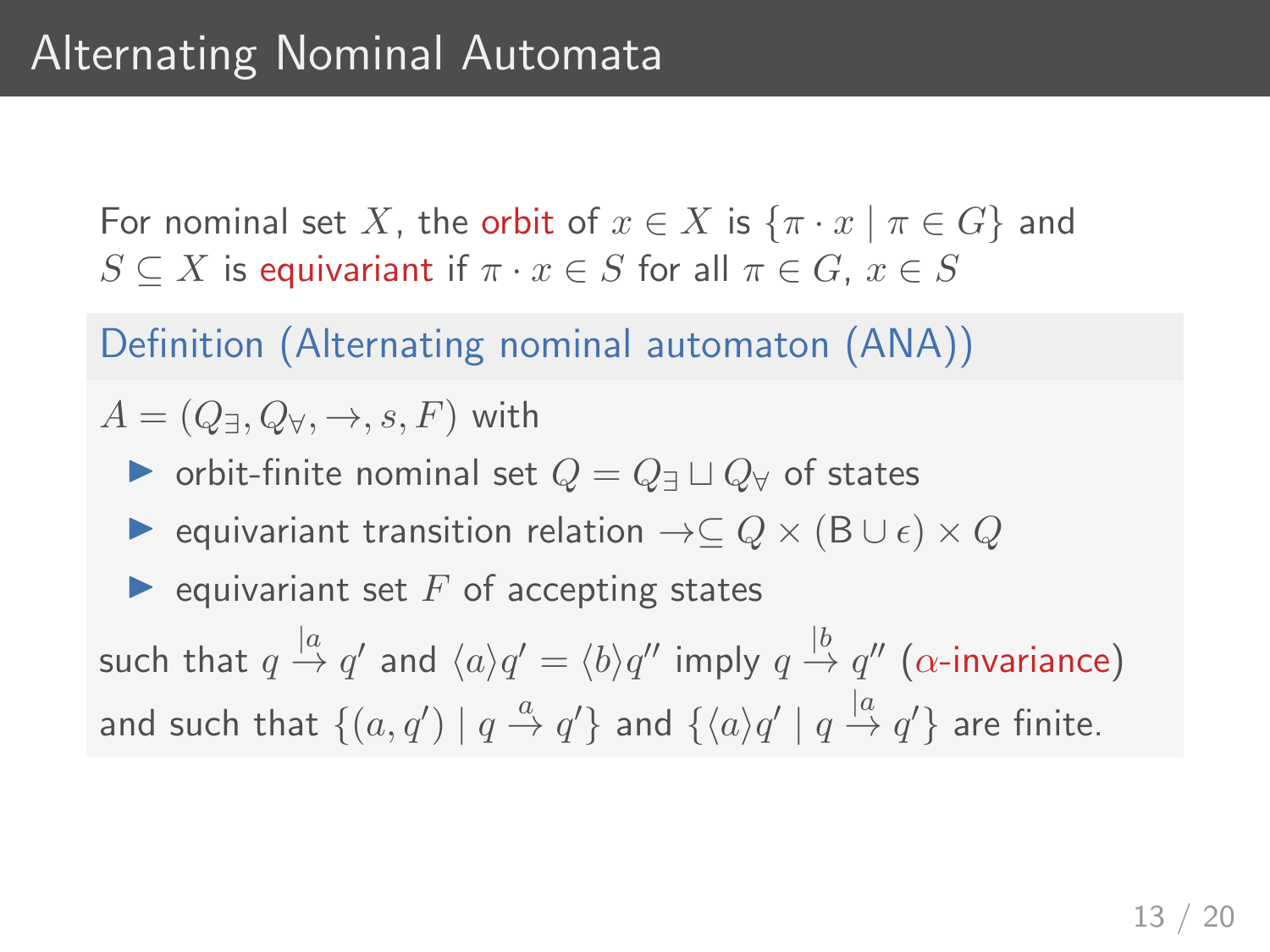# Alternating Nominal Automata

For nominal set $X$, the orbit of $x \in X$ is $\{\pi \cdot x \mid \pi \in G\}$ and $S \subseteq X$ is equivariant if $\pi \cdot x \in S$ for all $\pi \in G$, $x \in S$

**Definition (Alternating nominal automaton (ANA))**

$A = (Q_\exists, Q_\forall, \to, s, F)$ with

- orbit-finite nominal set $Q = Q_\exists \sqcup Q_\forall$ of states
- equivariant transition relation $\to \subseteq Q \times (\mathsf{B} \cup \epsilon) \times Q$
- equivariant set $F$ of accepting states

such that $q \xrightarrow{|a} q'$ and $\langle a \rangle q' = \langle b \rangle q''$ imply $q \xrightarrow{|b} q''$ ($\alpha$-invariance) and such that $\{(a, q') \mid q \xrightarrow{a} q'\}$ and $\{\langle a \rangle q' \mid q \xrightarrow{|a} q'\}$ are finite.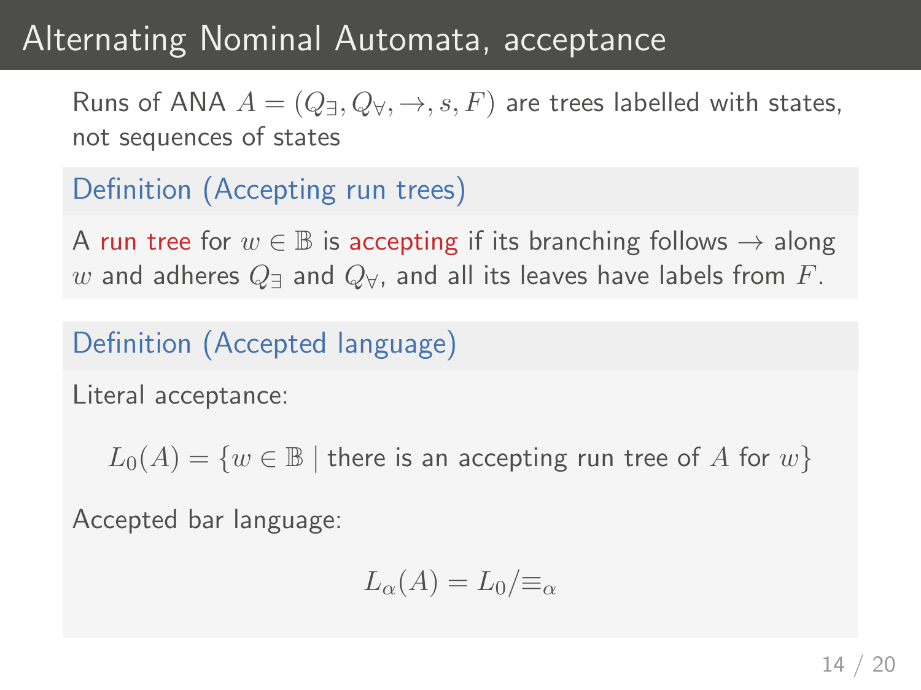# Alternating Nominal Automata, acceptance

Runs of ANA $A = (Q_\exists, Q_\forall, \to, s, F)$ are trees labelled with states, not sequences of states

**Definition (Accepting run trees)**

A run tree for $w \in \mathbb{B}$ is accepting if its branching follows $\to$ along $w$ and adheres $Q_\exists$ and $Q_\forall$, and all its leaves have labels from $F$.

**Definition (Accepted language)**

Literal acceptance:

$$L_0(A) = \{w \in \mathbb{B} \mid \text{there is an accepting run tree of } A \text{ for } w\}$$

Accepted bar language:

$$L_\alpha(A) = L_0/{\equiv_\alpha}$$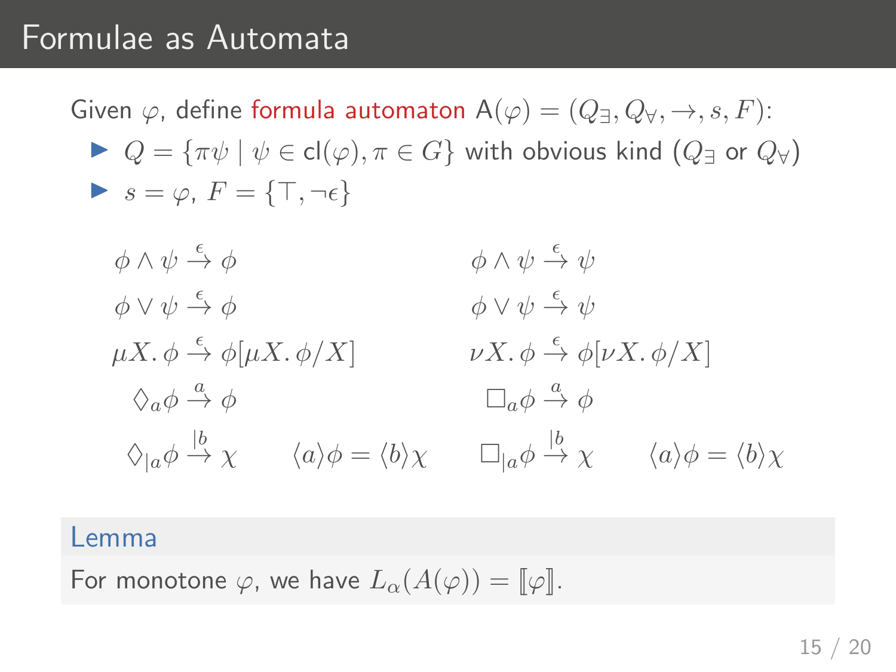# Formulae as Automata

Given $\varphi$, define formula automaton $\mathsf{A}(\varphi) = (Q_\exists, Q_\forall, \rightarrow, s, F)$:

- $Q = \{\pi\psi \mid \psi \in \mathsf{cl}(\varphi), \pi \in G\}$ with obvious kind ($Q_\exists$ or $Q_\forall$)
- $s = \varphi$, $F = \{\top, \neg\epsilon\}$

$$
\begin{array}{llll}
\phi \wedge \psi \xrightarrow{\epsilon} \phi & & \phi \wedge \psi \xrightarrow{\epsilon} \psi & \\
\phi \vee \psi \xrightarrow{\epsilon} \phi & & \phi \vee \psi \xrightarrow{\epsilon} \psi & \\
\mu X.\, \phi \xrightarrow{\epsilon} \phi[\mu X.\, \phi / X] & & \nu X.\, \phi \xrightarrow{\epsilon} \phi[\nu X.\, \phi / X] & \\
\Diamond_a \phi \xrightarrow{a} \phi & & \Box_a \phi \xrightarrow{a} \phi & \\
\Diamond_{|a} \phi \xrightarrow{|b} \chi & \langle a \rangle \phi = \langle b \rangle \chi & \Box_{|a} \phi \xrightarrow{|b} \chi & \langle a \rangle \phi = \langle b \rangle \chi
\end{array}
$$

**Lemma**

For monotone $\varphi$, we have $L_\alpha(A(\varphi)) = [\![\varphi]\!]$.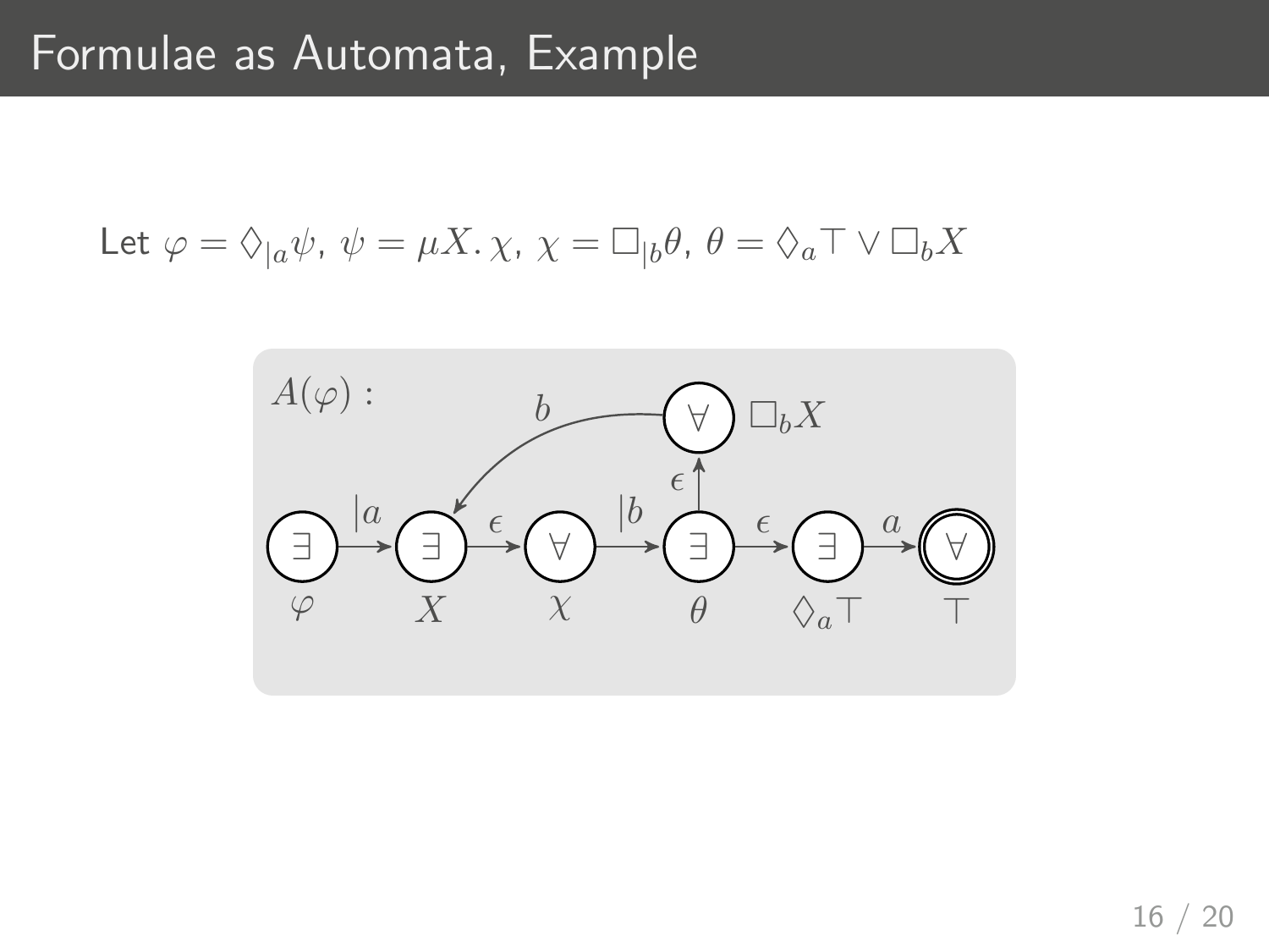# Formulae as Automata, Example

Let $\varphi = \Diamond_{|a}\psi$, $\psi = \mu X.\, \chi$, $\chi = \Box_{|b}\theta$, $\theta = \Diamond_a\top \vee \Box_b X$

$A(\varphi)$ :

States: $\varphi$ ($\exists$), $X$ ($\exists$), $\chi$ ($\forall$), $\theta$ ($\exists$), $\Diamond_a\top$ ($\exists$), $\top$ ($\forall$, accepting), $\Box_b X$ ($\forall$)

Transitions: $\varphi \xrightarrow{|a} X$, $X \xrightarrow{\epsilon} \chi$, $\chi \xrightarrow{|b} \theta$, $\theta \xrightarrow{\epsilon} \Diamond_a\top$, $\Diamond_a\top \xrightarrow{a} \top$, $\theta \xrightarrow{\epsilon} \Box_b X$, $\Box_b X \xrightarrow{b} X$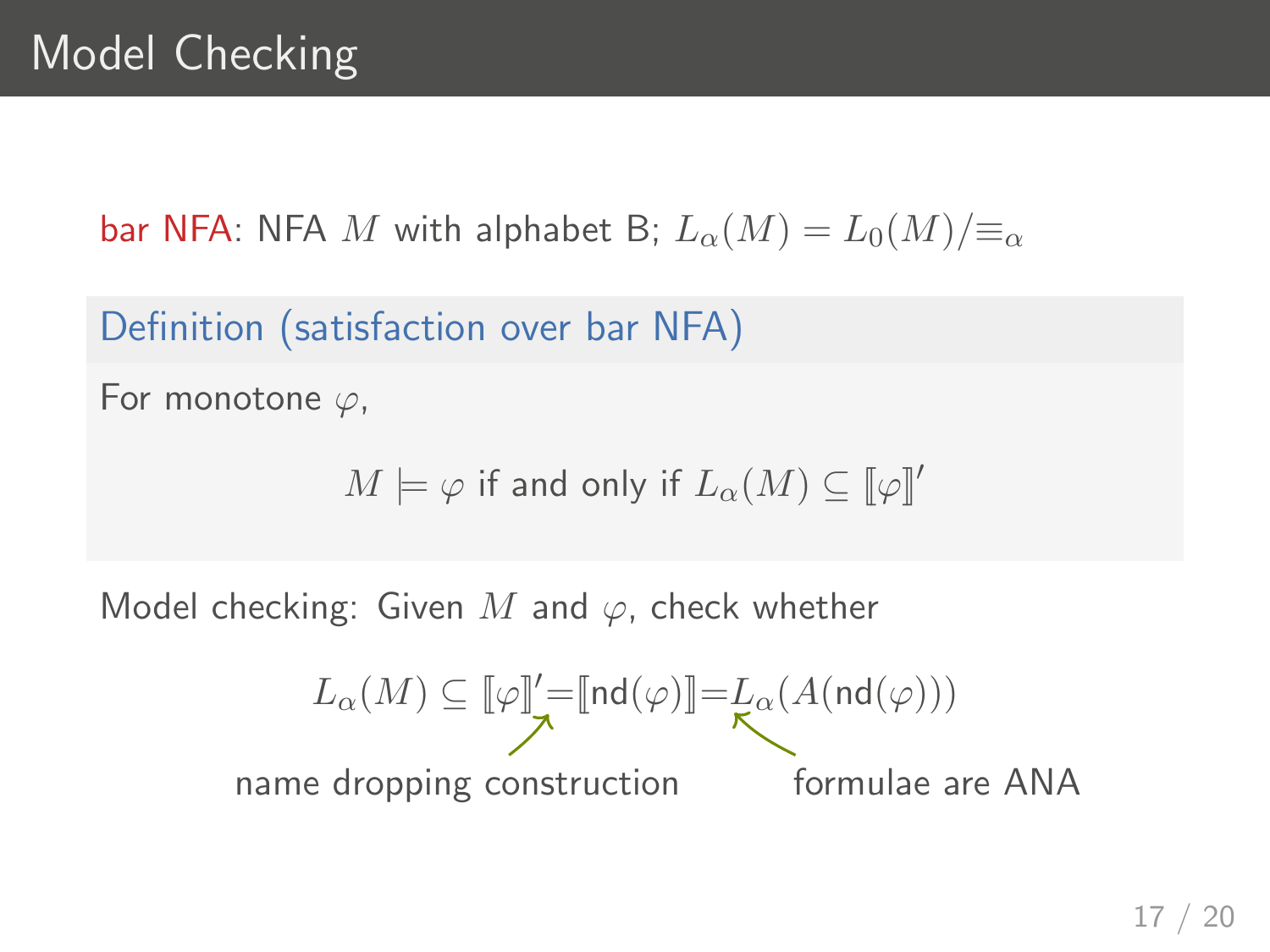# Model Checking

bar NFA: NFA $M$ with alphabet B; $L_\alpha(M) = L_0(M)/{\equiv_\alpha}$

**Definition (satisfaction over bar NFA)**

For monotone $\varphi$,

$$M \models \varphi \text{ if and only if } L_\alpha(M) \subseteq [\![\varphi]\!]'$$

Model checking: Given $M$ and $\varphi$, check whether

$$L_\alpha(M) \subseteq [\![\varphi]\!]' = [\![\mathsf{nd}(\varphi)]\!] = L_\alpha(A(\mathsf{nd}(\varphi)))$$

name dropping construction — formulae are ANA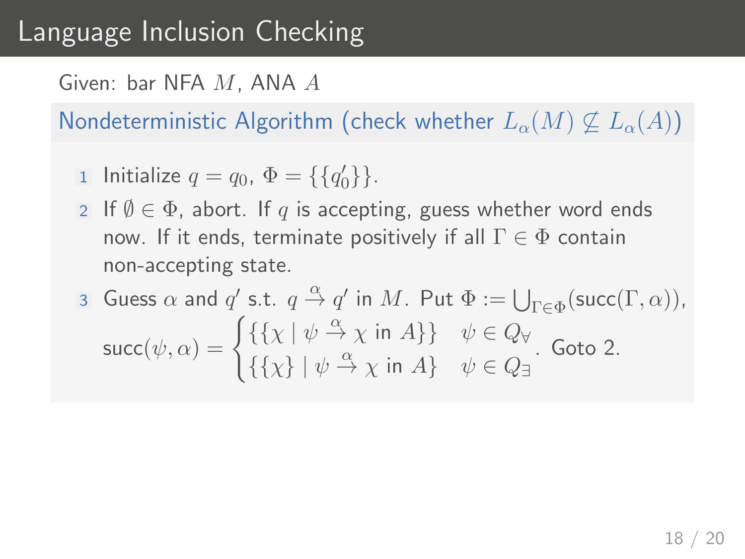# Language Inclusion Checking

Given: bar NFA $M$, ANA $A$

**Nondeterministic Algorithm (check whether $L_\alpha(M) \not\subseteq L_\alpha(A)$)**

1. Initialize $q = q_0$, $\Phi = \{\{q'_0\}\}$.
2. If $\emptyset \in \Phi$, abort. If $q$ is accepting, guess whether word ends now. If it ends, terminate positively if all $\Gamma \in \Phi$ contain non-accepting state.
3. Guess $\alpha$ and $q'$ s.t. $q \xrightarrow{\alpha} q'$ in $M$. Put $\Phi := \bigcup_{\Gamma \in \Phi}(\mathsf{succ}(\Gamma, \alpha))$,
$$\mathsf{succ}(\psi, \alpha) = \begin{cases} \{\{\chi \mid \psi \xrightarrow{\alpha} \chi \text{ in } A\}\} & \psi \in Q_\forall \\ \{\{\chi\} \mid \psi \xrightarrow{\alpha} \chi \text{ in } A\} & \psi \in Q_\exists \end{cases}.$$
Goto 2.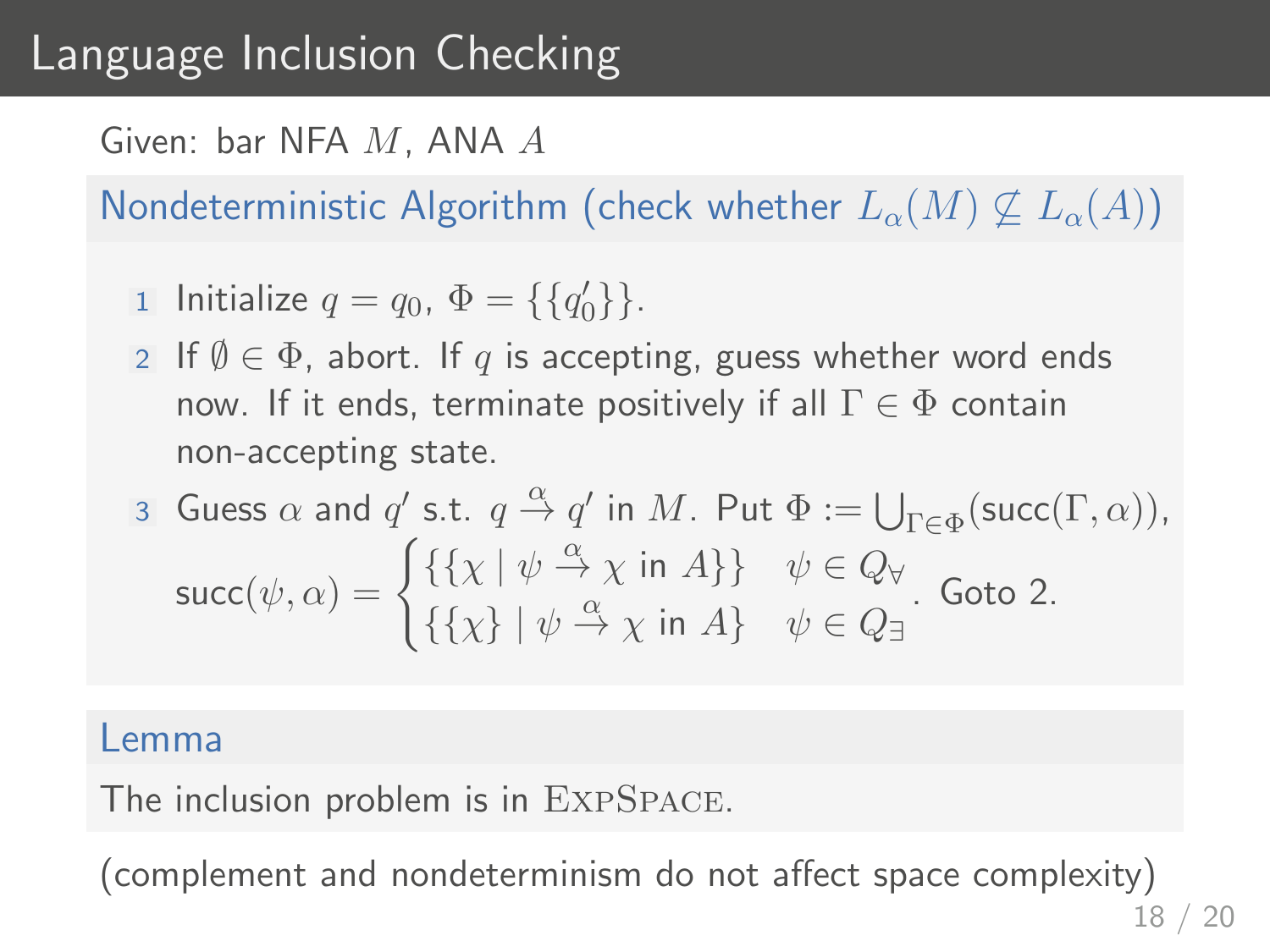# Language Inclusion Checking

Given: bar NFA $M$, ANA $A$

### Nondeterministic Algorithm (check whether $L_\alpha(M) \not\subseteq L_\alpha(A)$)

1. Initialize $q = q_0$, $\Phi = \{\{q'_0\}\}$.
2. If $\emptyset \in \Phi$, abort. If $q$ is accepting, guess whether word ends now. If it ends, terminate positively if all $\Gamma \in \Phi$ contain non-accepting state.
3. Guess $\alpha$ and $q'$ s.t. $q \xrightarrow{\alpha} q'$ in $M$. Put $\Phi := \bigcup_{\Gamma \in \Phi}(\text{succ}(\Gamma, \alpha))$,
$$\text{succ}(\psi, \alpha) = \begin{cases} \{\{\chi \mid \psi \xrightarrow{\alpha} \chi \text{ in } A\}\} & \psi \in Q_\forall \\ \{\{\chi\} \mid \psi \xrightarrow{\alpha} \chi \text{ in } A\} & \psi \in Q_\exists \end{cases}.$$ Goto 2.

### Lemma

The inclusion problem is in ExpSpace.

(complement and nondeterminism do not affect space complexity)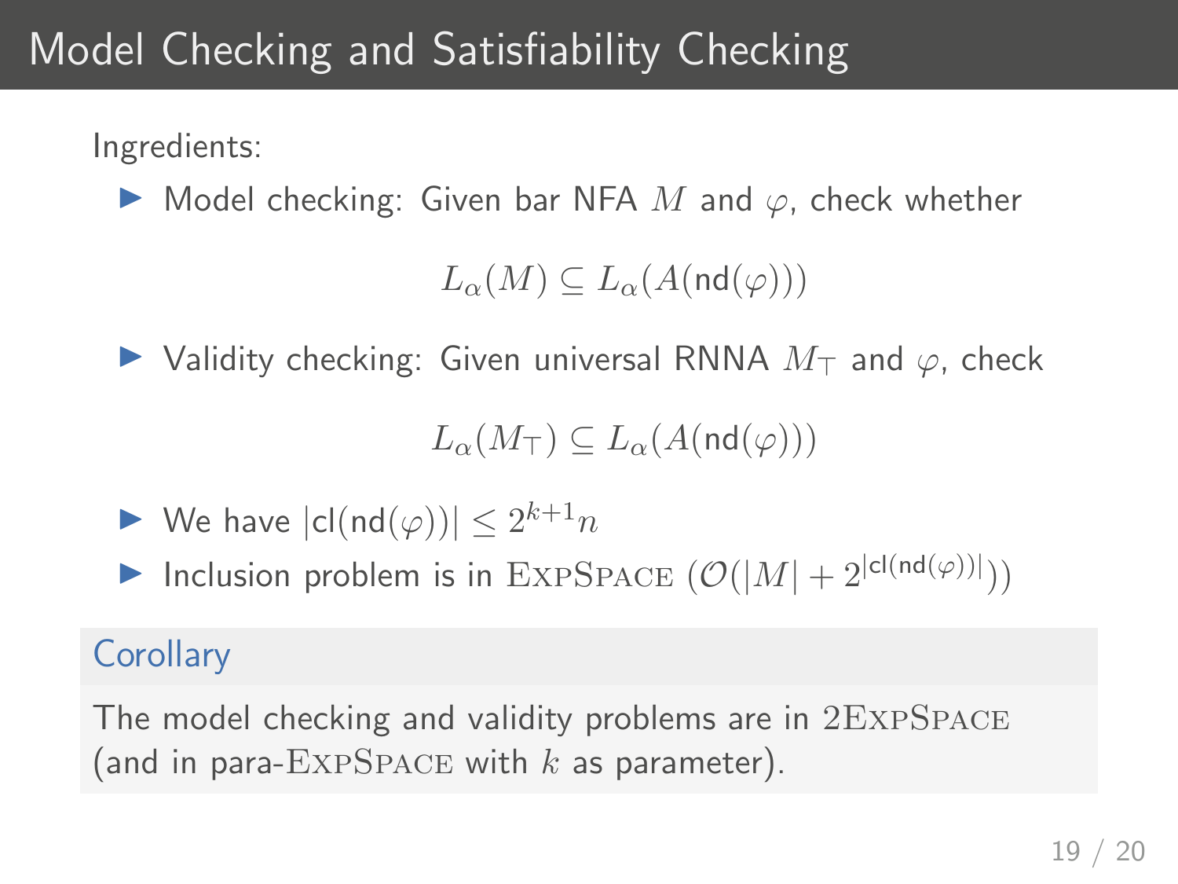# Model Checking and Satisfiability Checking

Ingredients:

- Model checking: Given bar NFA $M$ and $\varphi$, check whether

$$L_\alpha(M) \subseteq L_\alpha(A(\mathsf{nd}(\varphi)))$$

- Validity checking: Given universal RNNA $M_\top$ and $\varphi$, check

$$L_\alpha(M_\top) \subseteq L_\alpha(A(\mathsf{nd}(\varphi)))$$

- We have $|\mathsf{cl}(\mathsf{nd}(\varphi))| \leq 2^{k+1}n$
- Inclusion problem is in $\textsc{ExpSpace}$ ($\mathcal{O}(|M| + 2^{|\mathsf{cl}(\mathsf{nd}(\varphi))|})$)

**Corollary**

The model checking and validity problems are in $2\textsc{ExpSpace}$ (and in para-$\textsc{ExpSpace}$ with $k$ as parameter).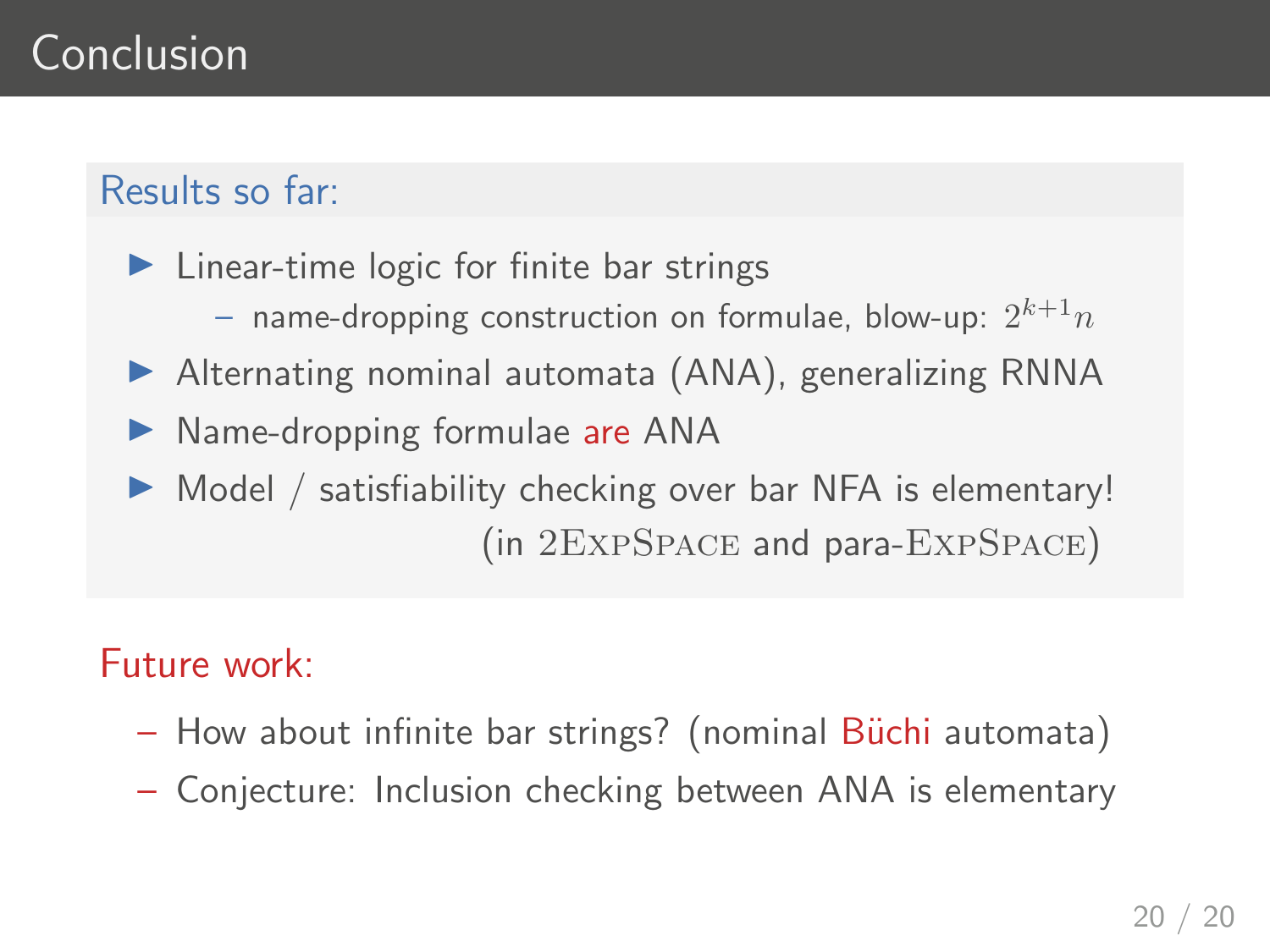# Conclusion

### Results so far:

- Linear-time logic for finite bar strings
  - name-dropping construction on formulae, blow-up: $2^{k+1}n$
- Alternating nominal automata (ANA), generalizing RNNA
- Name-dropping formulae are ANA
- Model / satisfiability checking over bar NFA is elementary!
  (in $2\textsc{ExpSpace}$ and para-$\textsc{ExpSpace}$)

### Future work:

- How about infinite bar strings? (nominal Büchi automata)
- Conjecture: Inclusion checking between ANA is elementary